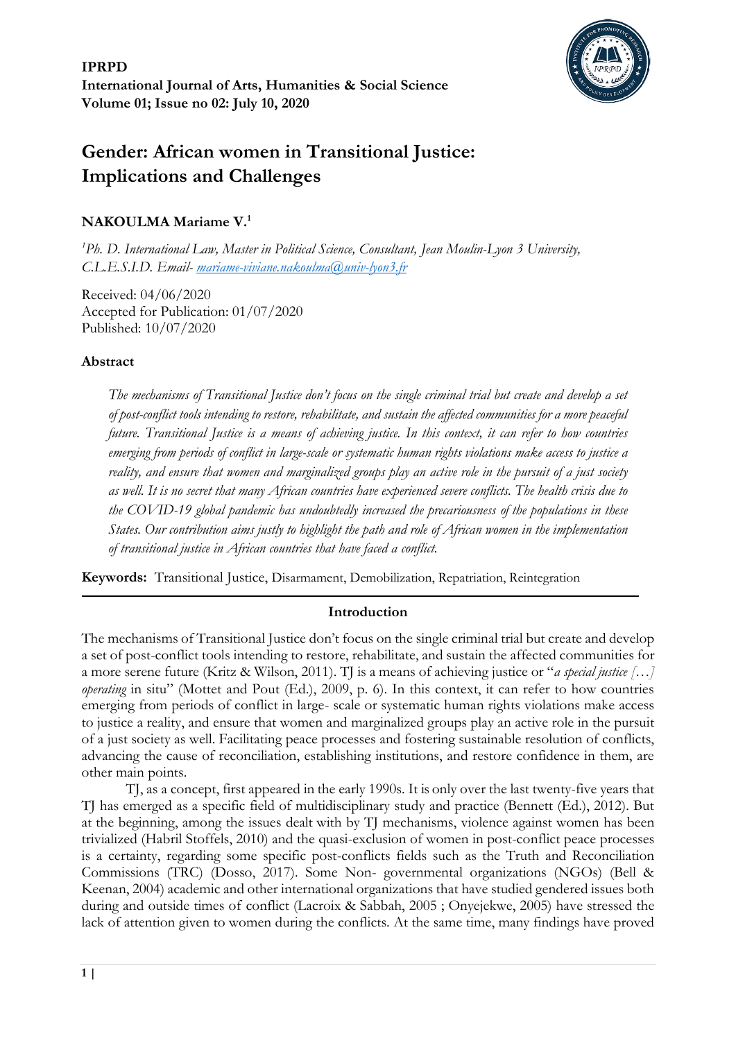**IPRPD**
**International Journal of Arts, Humanities & Social Science**
**Volume 01; Issue no 02: July 10, 2020**

# Gender: African women in Transitional Justice: Implications and Challenges

**NAKOULMA Mariame V.**[1]

[1]*Ph. D. International Law, Master in Political Science, Consultant, Jean Moulin-Lyon 3 University, C.L.E.S.I.D. Email- mariame-viviane.nakoulma@univ-lyon3.fr*

Received: 04/06/2020
Accepted for Publication: 01/07/2020
Published: 10/07/2020

## Abstract

*The mechanisms of Transitional Justice don't focus on the single criminal trial but create and develop a set of post-conflict tools intending to restore, rehabilitate, and sustain the affected communities for a more peaceful future. Transitional Justice is a means of achieving justice. In this context, it can refer to how countries emerging from periods of conflict in large-scale or systematic human rights violations make access to justice a reality, and ensure that women and marginalized groups play an active role in the pursuit of a just society as well. It is no secret that many African countries have experienced severe conflicts. The health crisis due to the COVID-19 global pandemic has undoubtedly increased the precariousness of the populations in these States. Our contribution aims justly to highlight the path and role of African women in the implementation of transitional justice in African countries that have faced a conflict.*

**Keywords:** Transitional Justice, Disarmament, Demobilization, Repatriation, Reintegration

## Introduction

The mechanisms of Transitional Justice don't focus on the single criminal trial but create and develop a set of post-conflict tools intending to restore, rehabilitate, and sustain the affected communities for a more serene future (Kritz & Wilson, 2011). TJ is a means of achieving justice or "*a special justice […] operating* in situ" (Mottet and Pout (Ed.), 2009, p. 6). In this context, it can refer to how countries emerging from periods of conflict in large- scale or systematic human rights violations make access to justice a reality, and ensure that women and marginalized groups play an active role in the pursuit of a just society as well. Facilitating peace processes and fostering sustainable resolution of conflicts, advancing the cause of reconciliation, establishing institutions, and restore confidence in them, are other main points.

TJ, as a concept, first appeared in the early 1990s. It is only over the last twenty-five years that TJ has emerged as a specific field of multidisciplinary study and practice (Bennett (Ed.), 2012). But at the beginning, among the issues dealt with by TJ mechanisms, violence against women has been trivialized (Habril Stoffels, 2010) and the quasi-exclusion of women in post-conflict peace processes is a certainty, regarding some specific post-conflicts fields such as the Truth and Reconciliation Commissions (TRC) (Dosso, 2017). Some Non- governmental organizations (NGOs) (Bell & Keenan, 2004) academic and other international organizations that have studied gendered issues both during and outside times of conflict (Lacroix & Sabbah, 2005 ; Onyejekwe, 2005) have stressed the lack of attention given to women during the conflicts. At the same time, many findings have proved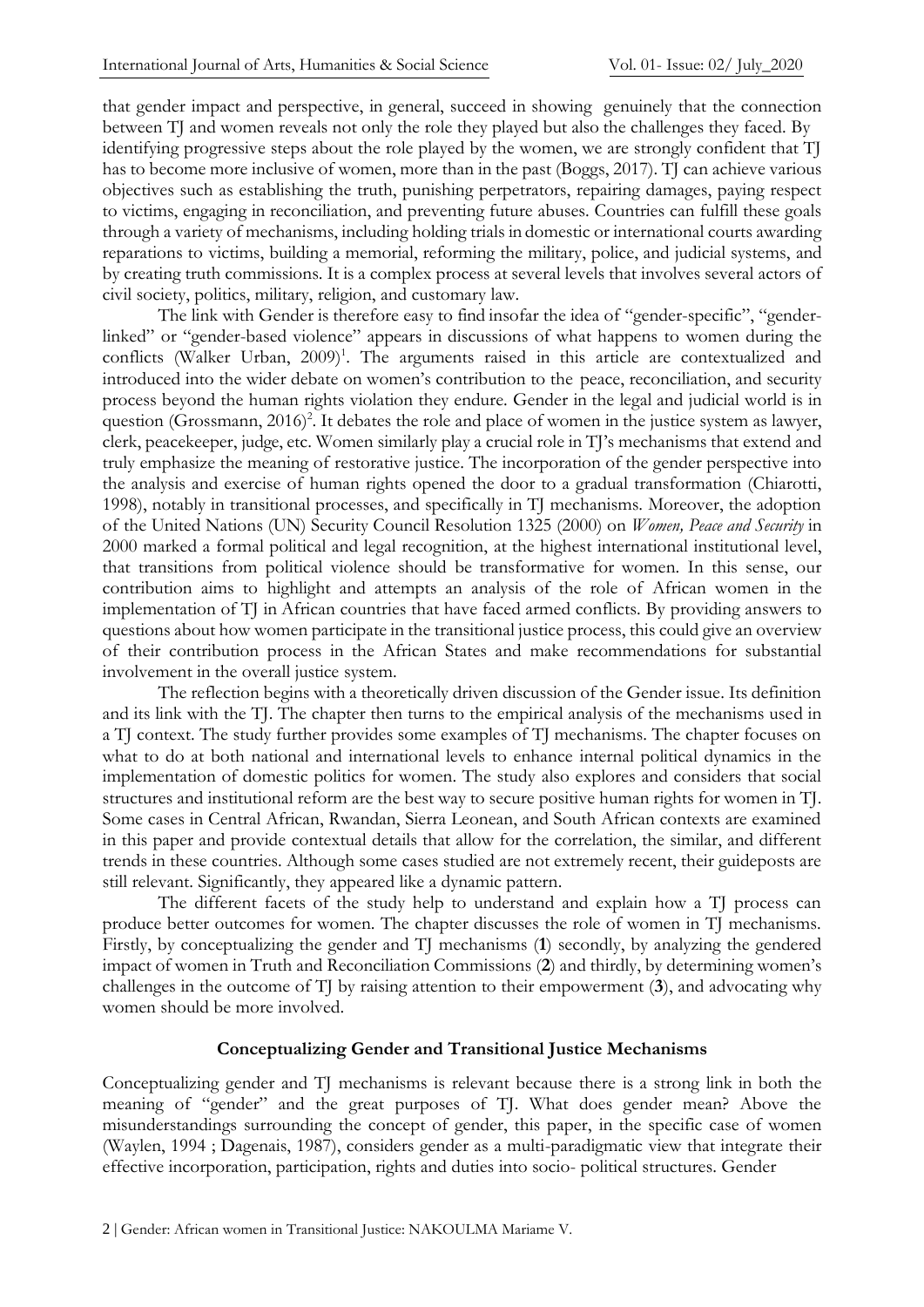that gender impact and perspective, in general, succeed in showing genuinely that the connection between TJ and women reveals not only the role they played but also the challenges they faced. By identifying progressive steps about the role played by the women, we are strongly confident that TJ has to become more inclusive of women, more than in the past (Boggs, 2017). TJ can achieve various objectives such as establishing the truth, punishing perpetrators, repairing damages, paying respect to victims, engaging in reconciliation, and preventing future abuses. Countries can fulfill these goals through a variety of mechanisms, including holding trials in domestic or international courts awarding reparations to victims, building a memorial, reforming the military, police, and judicial systems, and by creating truth commissions. It is a complex process at several levels that involves several actors of civil society, politics, military, religion, and customary law.

The link with Gender is therefore easy to find insofar the idea of "gender-specific", "gender-linked" or "gender-based violence" appears in discussions of what happens to women during the conflicts (Walker Urban, 2009)[1]. The arguments raised in this article are contextualized and introduced into the wider debate on women's contribution to the peace, reconciliation, and security process beyond the human rights violation they endure. Gender in the legal and judicial world is in question (Grossmann, 2016)[2]. It debates the role and place of women in the justice system as lawyer, clerk, peacekeeper, judge, etc. Women similarly play a crucial role in TJ's mechanisms that extend and truly emphasize the meaning of restorative justice. The incorporation of the gender perspective into the analysis and exercise of human rights opened the door to a gradual transformation (Chiarotti, 1998), notably in transitional processes, and specifically in TJ mechanisms. Moreover, the adoption of the United Nations (UN) Security Council Resolution 1325 (2000) on *Women, Peace and Security* in 2000 marked a formal political and legal recognition, at the highest international institutional level, that transitions from political violence should be transformative for women. In this sense, our contribution aims to highlight and attempts an analysis of the role of African women in the implementation of TJ in African countries that have faced armed conflicts. By providing answers to questions about how women participate in the transitional justice process, this could give an overview of their contribution process in the African States and make recommendations for substantial involvement in the overall justice system.

The reflection begins with a theoretically driven discussion of the Gender issue. Its definition and its link with the TJ. The chapter then turns to the empirical analysis of the mechanisms used in a TJ context. The study further provides some examples of TJ mechanisms. The chapter focuses on what to do at both national and international levels to enhance internal political dynamics in the implementation of domestic politics for women. The study also explores and considers that social structures and institutional reform are the best way to secure positive human rights for women in TJ. Some cases in Central African, Rwandan, Sierra Leonean, and South African contexts are examined in this paper and provide contextual details that allow for the correlation, the similar, and different trends in these countries. Although some cases studied are not extremely recent, their guideposts are still relevant. Significantly, they appeared like a dynamic pattern.

The different facets of the study help to understand and explain how a TJ process can produce better outcomes for women. The chapter discusses the role of women in TJ mechanisms. Firstly, by conceptualizing the gender and TJ mechanisms (**1**) secondly, by analyzing the gendered impact of women in Truth and Reconciliation Commissions (**2**) and thirdly, by determining women's challenges in the outcome of TJ by raising attention to their empowerment (**3**), and advocating why women should be more involved.

## Conceptualizing Gender and Transitional Justice Mechanisms

Conceptualizing gender and TJ mechanisms is relevant because there is a strong link in both the meaning of "gender" and the great purposes of TJ. What does gender mean? Above the misunderstandings surrounding the concept of gender, this paper, in the specific case of women (Waylen, 1994 ; Dagenais, 1987), considers gender as a multi-paradigmatic view that integrate their effective incorporation, participation, rights and duties into socio- political structures. Gender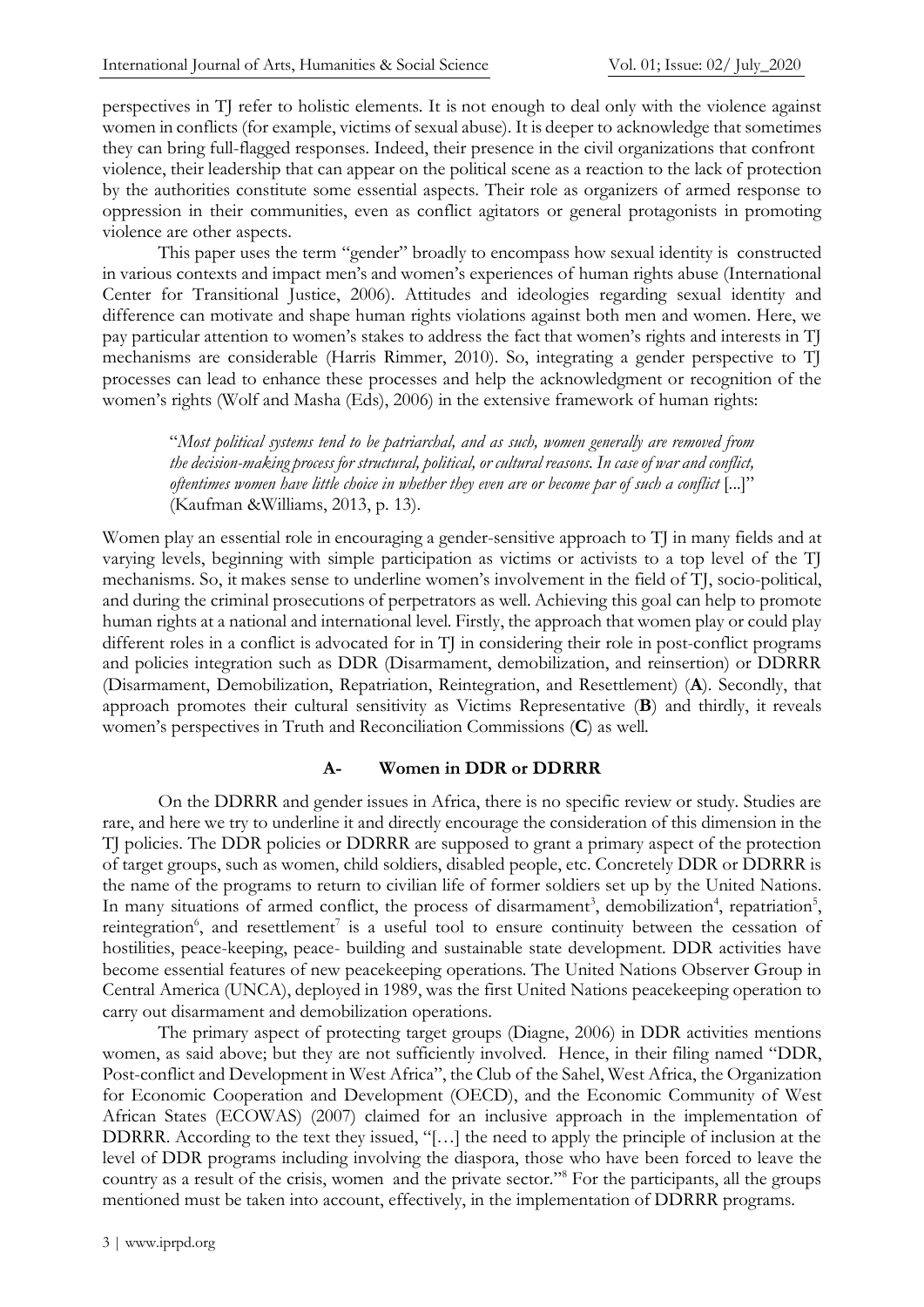perspectives in TJ refer to holistic elements. It is not enough to deal only with the violence against women in conflicts (for example, victims of sexual abuse). It is deeper to acknowledge that sometimes they can bring full-flagged responses. Indeed, their presence in the civil organizations that confront violence, their leadership that can appear on the political scene as a reaction to the lack of protection by the authorities constitute some essential aspects. Their role as organizers of armed response to oppression in their communities, even as conflict agitators or general protagonists in promoting violence are other aspects.

This paper uses the term "gender" broadly to encompass how sexual identity is constructed in various contexts and impact men's and women's experiences of human rights abuse (International Center for Transitional Justice, 2006). Attitudes and ideologies regarding sexual identity and difference can motivate and shape human rights violations against both men and women. Here, we pay particular attention to women's stakes to address the fact that women's rights and interests in TJ mechanisms are considerable (Harris Rimmer, 2010). So, integrating a gender perspective to TJ processes can lead to enhance these processes and help the acknowledgment or recognition of the women's rights (Wolf and Masha (Eds), 2006) in the extensive framework of human rights:

> "*Most political systems tend to be patriarchal, and as such, women generally are removed from the decision-making process for structural, political, or cultural reasons. In case of war and conflict, oftentimes women have little choice in whether they even are or become par of such a conflict* [...]" (Kaufman &Williams, 2013, p. 13).

Women play an essential role in encouraging a gender-sensitive approach to TJ in many fields and at varying levels, beginning with simple participation as victims or activists to a top level of the TJ mechanisms. So, it makes sense to underline women's involvement in the field of TJ, socio-political, and during the criminal prosecutions of perpetrators as well. Achieving this goal can help to promote human rights at a national and international level. Firstly, the approach that women play or could play different roles in a conflict is advocated for in TJ in considering their role in post-conflict programs and policies integration such as DDR (Disarmament, demobilization, and reinsertion) or DDRRR (Disarmament, Demobilization, Repatriation, Reintegration, and Resettlement) (**A**). Secondly, that approach promotes their cultural sensitivity as Victims Representative (**B**) and thirdly, it reveals women's perspectives in Truth and Reconciliation Commissions (**C**) as well.

### A- Women in DDR or DDRRR

On the DDRRR and gender issues in Africa, there is no specific review or study. Studies are rare, and here we try to underline it and directly encourage the consideration of this dimension in the TJ policies. The DDR policies or DDRRR are supposed to grant a primary aspect of the protection of target groups, such as women, child soldiers, disabled people, etc. Concretely DDR or DDRRR is the name of the programs to return to civilian life of former soldiers set up by the United Nations. In many situations of armed conflict, the process of disarmament[3], demobilization[4], repatriation[5], reintegration[6], and resettlement[7] is a useful tool to ensure continuity between the cessation of hostilities, peace-keeping, peace- building and sustainable state development. DDR activities have become essential features of new peacekeeping operations. The United Nations Observer Group in Central America (UNCA), deployed in 1989, was the first United Nations peacekeeping operation to carry out disarmament and demobilization operations.

The primary aspect of protecting target groups (Diagne, 2006) in DDR activities mentions women, as said above; but they are not sufficiently involved. Hence, in their filing named "DDR, Post-conflict and Development in West Africa", the Club of the Sahel, West Africa, the Organization for Economic Cooperation and Development (OECD), and the Economic Community of West African States (ECOWAS) (2007) claimed for an inclusive approach in the implementation of DDRRR. According to the text they issued, "[…] the need to apply the principle of inclusion at the level of DDR programs including involving the diaspora, those who have been forced to leave the country as a result of the crisis, women and the private sector."[8] For the participants, all the groups mentioned must be taken into account, effectively, in the implementation of DDRRR programs.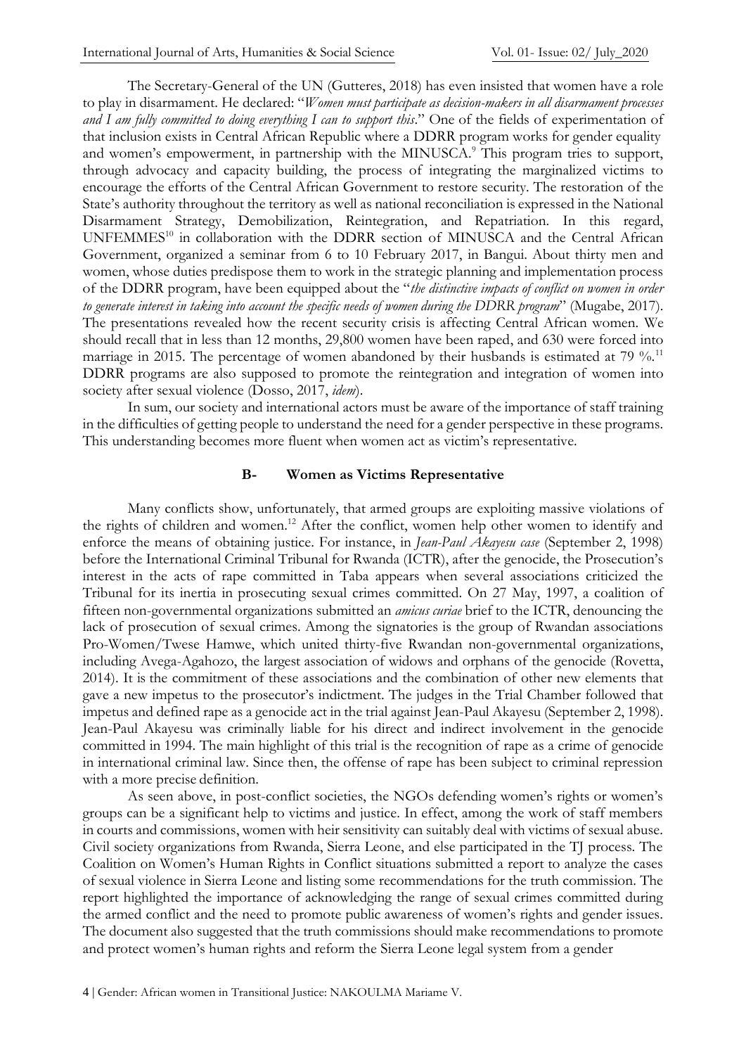The Secretary-General of the UN (Gutteres, 2018) has even insisted that women have a role to play in disarmament. He declared: "*Women must participate as decision-makers in all disarmament processes and I am fully committed to doing everything I can to support this*." One of the fields of experimentation of that inclusion exists in Central African Republic where a DDRR program works for gender equality and women's empowerment, in partnership with the MINUSCA.[9] This program tries to support, through advocacy and capacity building, the process of integrating the marginalized victims to encourage the efforts of the Central African Government to restore security. The restoration of the State's authority throughout the territory as well as national reconciliation is expressed in the National Disarmament Strategy, Demobilization, Reintegration, and Repatriation. In this regard, UNFEMMES[10] in collaboration with the DDRR section of MINUSCA and the Central African Government, organized a seminar from 6 to 10 February 2017, in Bangui. About thirty men and women, whose duties predispose them to work in the strategic planning and implementation process of the DDRR program, have been equipped about the "*the distinctive impacts of conflict on women in order to generate interest in taking into account the specific needs of women during the DDRR program*" (Mugabe, 2017). The presentations revealed how the recent security crisis is affecting Central African women. We should recall that in less than 12 months, 29,800 women have been raped, and 630 were forced into marriage in 2015. The percentage of women abandoned by their husbands is estimated at 79 %.[11] DDRR programs are also supposed to promote the reintegration and integration of women into society after sexual violence (Dosso, 2017, *idem*).

In sum, our society and international actors must be aware of the importance of staff training in the difficulties of getting people to understand the need for a gender perspective in these programs. This understanding becomes more fluent when women act as victim's representative.

### B- Women as Victims Representative

Many conflicts show, unfortunately, that armed groups are exploiting massive violations of the rights of children and women.[12] After the conflict, women help other women to identify and enforce the means of obtaining justice. For instance, in *Jean-Paul Akayesu case* (September 2, 1998) before the International Criminal Tribunal for Rwanda (ICTR), after the genocide, the Prosecution's interest in the acts of rape committed in Taba appears when several associations criticized the Tribunal for its inertia in prosecuting sexual crimes committed. On 27 May, 1997, a coalition of fifteen non-governmental organizations submitted an *amicus curiae* brief to the ICTR, denouncing the lack of prosecution of sexual crimes. Among the signatories is the group of Rwandan associations Pro-Women/Twese Hamwe, which united thirty-five Rwandan non-governmental organizations, including Avega-Agahozo, the largest association of widows and orphans of the genocide (Rovetta, 2014). It is the commitment of these associations and the combination of other new elements that gave a new impetus to the prosecutor's indictment. The judges in the Trial Chamber followed that impetus and defined rape as a genocide act in the trial against Jean-Paul Akayesu (September 2, 1998). Jean-Paul Akayesu was criminally liable for his direct and indirect involvement in the genocide committed in 1994. The main highlight of this trial is the recognition of rape as a crime of genocide in international criminal law. Since then, the offense of rape has been subject to criminal repression with a more precise definition.

As seen above, in post-conflict societies, the NGOs defending women's rights or women's groups can be a significant help to victims and justice. In effect, among the work of staff members in courts and commissions, women with heir sensitivity can suitably deal with victims of sexual abuse. Civil society organizations from Rwanda, Sierra Leone, and else participated in the TJ process. The Coalition on Women's Human Rights in Conflict situations submitted a report to analyze the cases of sexual violence in Sierra Leone and listing some recommendations for the truth commission. The report highlighted the importance of acknowledging the range of sexual crimes committed during the armed conflict and the need to promote public awareness of women's rights and gender issues. The document also suggested that the truth commissions should make recommendations to promote and protect women's human rights and reform the Sierra Leone legal system from a gender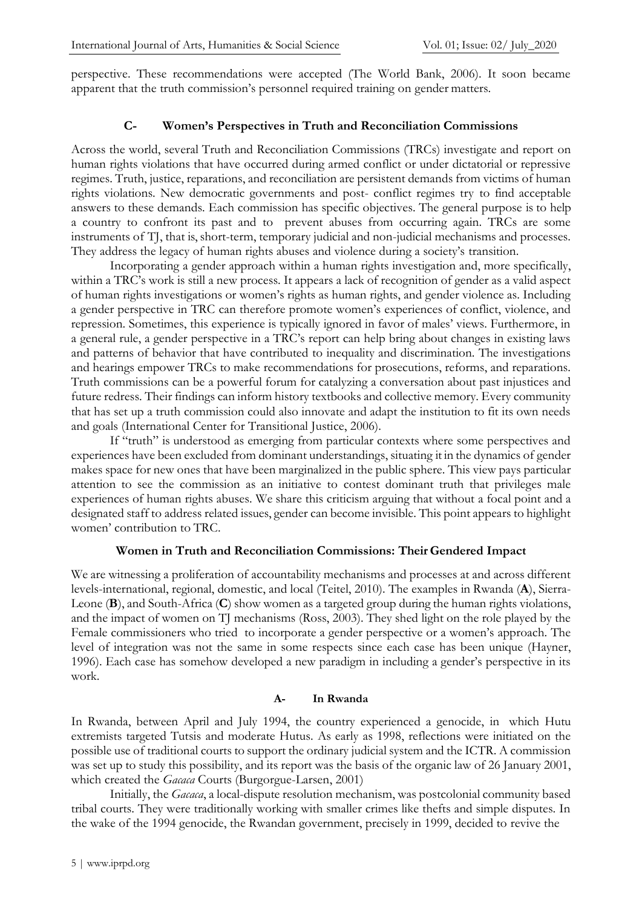perspective. These recommendations were accepted (The World Bank, 2006). It soon became apparent that the truth commission's personnel required training on gender matters.

### C- Women's Perspectives in Truth and Reconciliation Commissions

Across the world, several Truth and Reconciliation Commissions (TRCs) investigate and report on human rights violations that have occurred during armed conflict or under dictatorial or repressive regimes. Truth, justice, reparations, and reconciliation are persistent demands from victims of human rights violations. New democratic governments and post- conflict regimes try to find acceptable answers to these demands. Each commission has specific objectives. The general purpose is to help a country to confront its past and to prevent abuses from occurring again. TRCs are some instruments of TJ, that is, short-term, temporary judicial and non-judicial mechanisms and processes. They address the legacy of human rights abuses and violence during a society's transition.

Incorporating a gender approach within a human rights investigation and, more specifically, within a TRC's work is still a new process. It appears a lack of recognition of gender as a valid aspect of human rights investigations or women's rights as human rights, and gender violence as. Including a gender perspective in TRC can therefore promote women's experiences of conflict, violence, and repression. Sometimes, this experience is typically ignored in favor of males' views. Furthermore, in a general rule, a gender perspective in a TRC's report can help bring about changes in existing laws and patterns of behavior that have contributed to inequality and discrimination. The investigations and hearings empower TRCs to make recommendations for prosecutions, reforms, and reparations. Truth commissions can be a powerful forum for catalyzing a conversation about past injustices and future redress. Their findings can inform history textbooks and collective memory. Every community that has set up a truth commission could also innovate and adapt the institution to fit its own needs and goals (International Center for Transitional Justice, 2006).

If "truth" is understood as emerging from particular contexts where some perspectives and experiences have been excluded from dominant understandings, situating it in the dynamics of gender makes space for new ones that have been marginalized in the public sphere. This view pays particular attention to see the commission as an initiative to contest dominant truth that privileges male experiences of human rights abuses. We share this criticism arguing that without a focal point and a designated staff to address related issues, gender can become invisible. This point appears to highlight women' contribution to TRC.

### Women in Truth and Reconciliation Commissions: Their Gendered Impact

We are witnessing a proliferation of accountability mechanisms and processes at and across different levels-international, regional, domestic, and local (Teitel, 2010). The examples in Rwanda (**A**), Sierra-Leone (**B**), and South-Africa (**C**) show women as a targeted group during the human rights violations, and the impact of women on TJ mechanisms (Ross, 2003). They shed light on the role played by the Female commissioners who tried to incorporate a gender perspective or a women's approach. The level of integration was not the same in some respects since each case has been unique (Hayner, 1996). Each case has somehow developed a new paradigm in including a gender's perspective in its work.

#### A- In Rwanda

In Rwanda, between April and July 1994, the country experienced a genocide, in which Hutu extremists targeted Tutsis and moderate Hutus. As early as 1998, reflections were initiated on the possible use of traditional courts to support the ordinary judicial system and the ICTR. A commission was set up to study this possibility, and its report was the basis of the organic law of 26 January 2001, which created the *Gacaca* Courts (Burgorgue-Larsen, 2001)

Initially, the *Gacaca*, a local-dispute resolution mechanism, was postcolonial community based tribal courts. They were traditionally working with smaller crimes like thefts and simple disputes. In the wake of the 1994 genocide, the Rwandan government, precisely in 1999, decided to revive the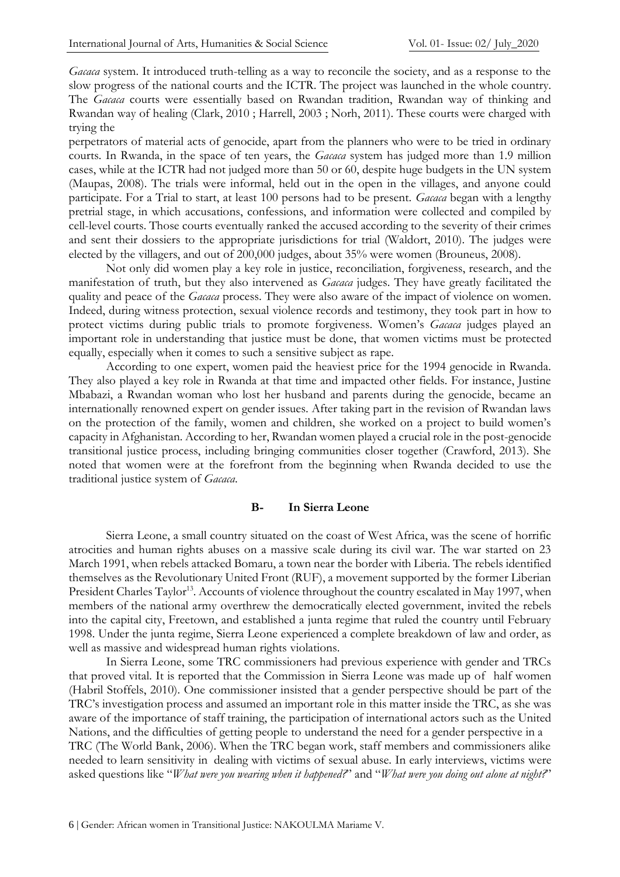*Gacaca* system. It introduced truth-telling as a way to reconcile the society, and as a response to the slow progress of the national courts and the ICTR. The project was launched in the whole country. The *Gacaca* courts were essentially based on Rwandan tradition, Rwandan way of thinking and Rwandan way of healing (Clark, 2010 ; Harrell, 2003 ; Norh, 2011). These courts were charged with trying the perpetrators of material acts of genocide, apart from the planners who were to be tried in ordinary courts. In Rwanda, in the space of ten years, the *Gacaca* system has judged more than 1.9 million cases, while at the ICTR had not judged more than 50 or 60, despite huge budgets in the UN system (Maupas, 2008). The trials were informal, held out in the open in the villages, and anyone could participate. For a Trial to start, at least 100 persons had to be present. *Gacaca* began with a lengthy pretrial stage, in which accusations, confessions, and information were collected and compiled by cell-level courts. Those courts eventually ranked the accused according to the severity of their crimes and sent their dossiers to the appropriate jurisdictions for trial (Waldort, 2010). The judges were elected by the villagers, and out of 200,000 judges, about 35% were women (Brouneus, 2008).

Not only did women play a key role in justice, reconciliation, forgiveness, research, and the manifestation of truth, but they also intervened as *Gacaca* judges. They have greatly facilitated the quality and peace of the *Gacaca* process. They were also aware of the impact of violence on women. Indeed, during witness protection, sexual violence records and testimony, they took part in how to protect victims during public trials to promote forgiveness. Women's *Gacaca* judges played an important role in understanding that justice must be done, that women victims must be protected equally, especially when it comes to such a sensitive subject as rape.

According to one expert, women paid the heaviest price for the 1994 genocide in Rwanda. They also played a key role in Rwanda at that time and impacted other fields. For instance, Justine Mbabazi, a Rwandan woman who lost her husband and parents during the genocide, became an internationally renowned expert on gender issues. After taking part in the revision of Rwandan laws on the protection of the family, women and children, she worked on a project to build women's capacity in Afghanistan. According to her, Rwandan women played a crucial role in the post-genocide transitional justice process, including bringing communities closer together (Crawford, 2013). She noted that women were at the forefront from the beginning when Rwanda decided to use the traditional justice system of *Gacaca*.

### B- In Sierra Leone

Sierra Leone, a small country situated on the coast of West Africa, was the scene of horrific atrocities and human rights abuses on a massive scale during its civil war. The war started on 23 March 1991, when rebels attacked Bomaru, a town near the border with Liberia. The rebels identified themselves as the Revolutionary United Front (RUF), a movement supported by the former Liberian President Charles Taylor[13]. Accounts of violence throughout the country escalated in May 1997, when members of the national army overthrew the democratically elected government, invited the rebels into the capital city, Freetown, and established a junta regime that ruled the country until February 1998. Under the junta regime, Sierra Leone experienced a complete breakdown of law and order, as well as massive and widespread human rights violations.

In Sierra Leone, some TRC commissioners had previous experience with gender and TRCs that proved vital. It is reported that the Commission in Sierra Leone was made up of half women (Habril Stoffels, 2010). One commissioner insisted that a gender perspective should be part of the TRC's investigation process and assumed an important role in this matter inside the TRC, as she was aware of the importance of staff training, the participation of international actors such as the United Nations, and the difficulties of getting people to understand the need for a gender perspective in a TRC (The World Bank, 2006). When the TRC began work, staff members and commissioners alike needed to learn sensitivity in dealing with victims of sexual abuse. In early interviews, victims were asked questions like "*What were you wearing when it happened?*" and "*What were you doing out alone at night?*"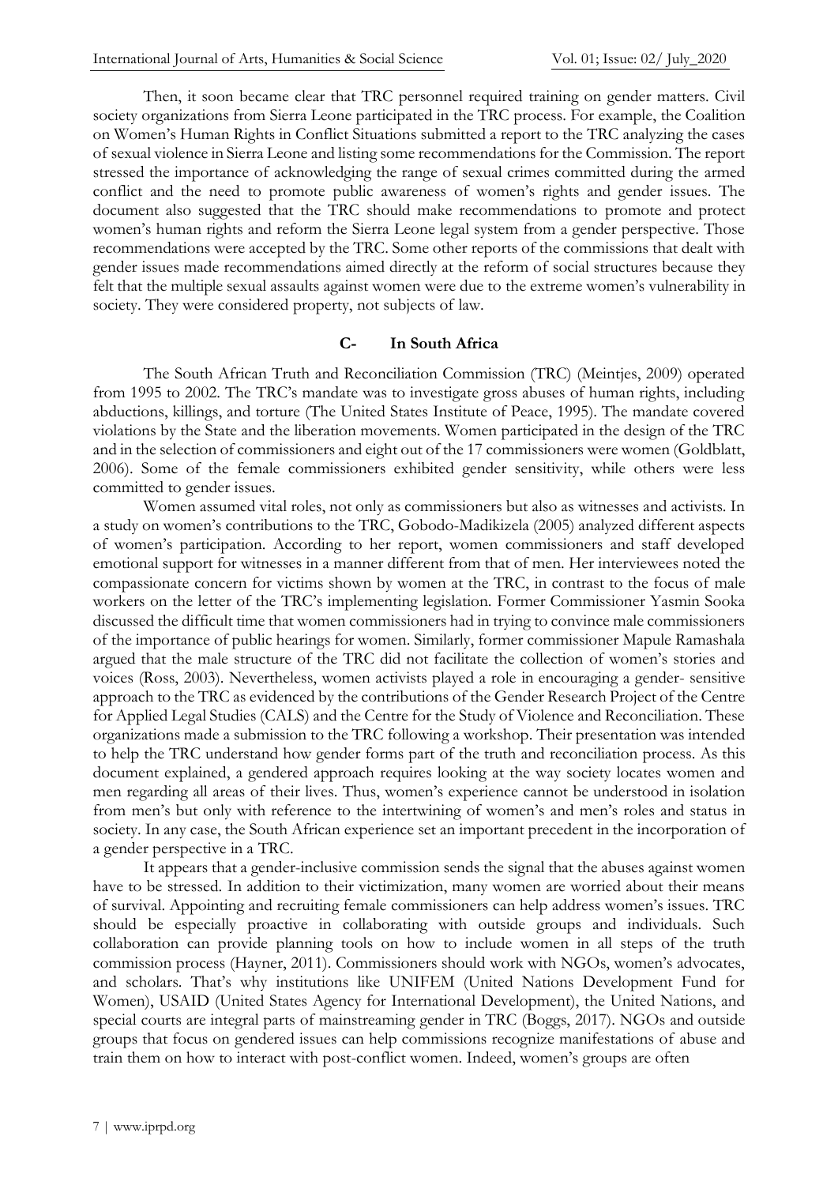Then, it soon became clear that TRC personnel required training on gender matters. Civil society organizations from Sierra Leone participated in the TRC process. For example, the Coalition on Women's Human Rights in Conflict Situations submitted a report to the TRC analyzing the cases of sexual violence in Sierra Leone and listing some recommendations for the Commission. The report stressed the importance of acknowledging the range of sexual crimes committed during the armed conflict and the need to promote public awareness of women's rights and gender issues. The document also suggested that the TRC should make recommendations to promote and protect women's human rights and reform the Sierra Leone legal system from a gender perspective. Those recommendations were accepted by the TRC. Some other reports of the commissions that dealt with gender issues made recommendations aimed directly at the reform of social structures because they felt that the multiple sexual assaults against women were due to the extreme women's vulnerability in society. They were considered property, not subjects of law.

### C- In South Africa

The South African Truth and Reconciliation Commission (TRC) (Meintjes, 2009) operated from 1995 to 2002. The TRC's mandate was to investigate gross abuses of human rights, including abductions, killings, and torture (The United States Institute of Peace, 1995). The mandate covered violations by the State and the liberation movements. Women participated in the design of the TRC and in the selection of commissioners and eight out of the 17 commissioners were women (Goldblatt, 2006). Some of the female commissioners exhibited gender sensitivity, while others were less committed to gender issues.

Women assumed vital roles, not only as commissioners but also as witnesses and activists. In a study on women's contributions to the TRC, Gobodo-Madikizela (2005) analyzed different aspects of women's participation. According to her report, women commissioners and staff developed emotional support for witnesses in a manner different from that of men. Her interviewees noted the compassionate concern for victims shown by women at the TRC, in contrast to the focus of male workers on the letter of the TRC's implementing legislation. Former Commissioner Yasmin Sooka discussed the difficult time that women commissioners had in trying to convince male commissioners of the importance of public hearings for women. Similarly, former commissioner Mapule Ramashala argued that the male structure of the TRC did not facilitate the collection of women's stories and voices (Ross, 2003). Nevertheless, women activists played a role in encouraging a gender- sensitive approach to the TRC as evidenced by the contributions of the Gender Research Project of the Centre for Applied Legal Studies (CALS) and the Centre for the Study of Violence and Reconciliation. These organizations made a submission to the TRC following a workshop. Their presentation was intended to help the TRC understand how gender forms part of the truth and reconciliation process. As this document explained, a gendered approach requires looking at the way society locates women and men regarding all areas of their lives. Thus, women's experience cannot be understood in isolation from men's but only with reference to the intertwining of women's and men's roles and status in society. In any case, the South African experience set an important precedent in the incorporation of a gender perspective in a TRC.

It appears that a gender-inclusive commission sends the signal that the abuses against women have to be stressed. In addition to their victimization, many women are worried about their means of survival. Appointing and recruiting female commissioners can help address women's issues. TRC should be especially proactive in collaborating with outside groups and individuals. Such collaboration can provide planning tools on how to include women in all steps of the truth commission process (Hayner, 2011). Commissioners should work with NGOs, women's advocates, and scholars. That's why institutions like UNIFEM (United Nations Development Fund for Women), USAID (United States Agency for International Development), the United Nations, and special courts are integral parts of mainstreaming gender in TRC (Boggs, 2017). NGOs and outside groups that focus on gendered issues can help commissions recognize manifestations of abuse and train them on how to interact with post-conflict women. Indeed, women's groups are often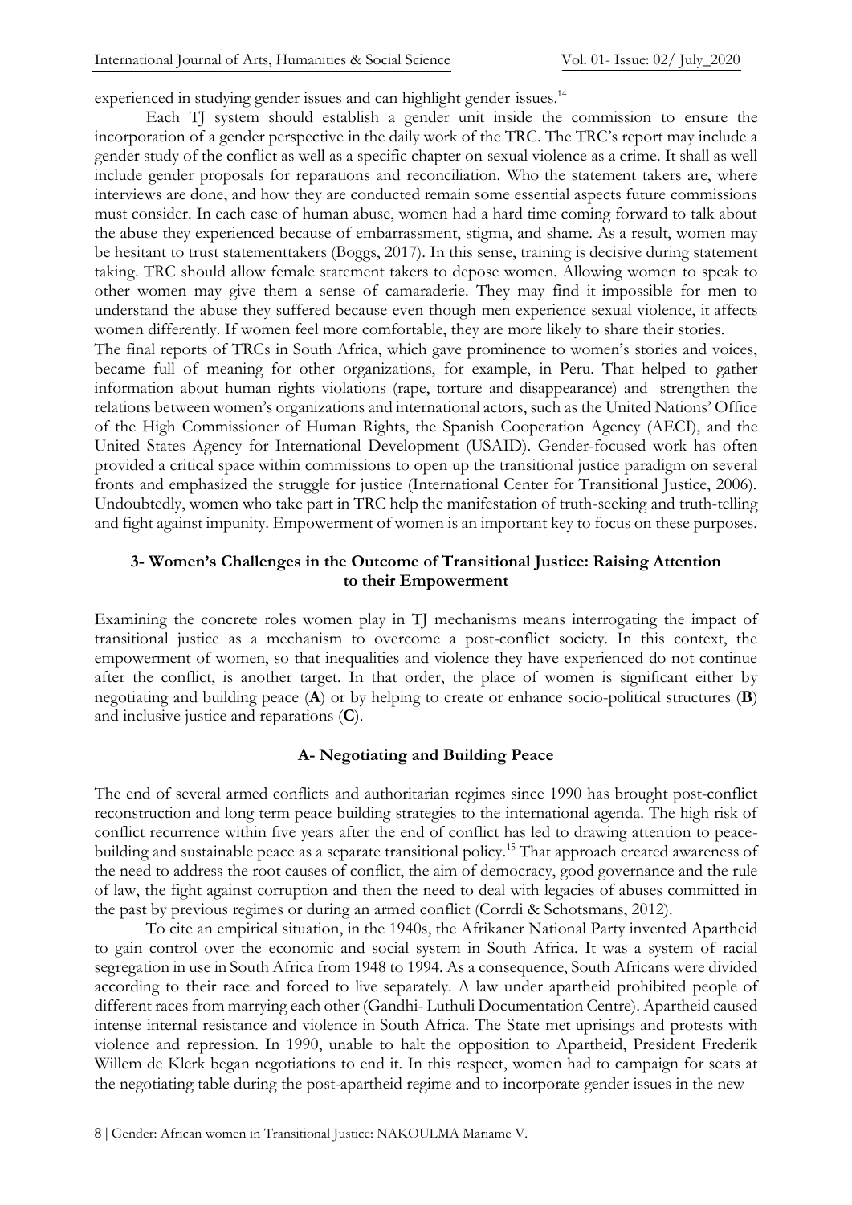experienced in studying gender issues and can highlight gender issues.[14]

Each TJ system should establish a gender unit inside the commission to ensure the incorporation of a gender perspective in the daily work of the TRC. The TRC's report may include a gender study of the conflict as well as a specific chapter on sexual violence as a crime. It shall as well include gender proposals for reparations and reconciliation. Who the statement takers are, where interviews are done, and how they are conducted remain some essential aspects future commissions must consider. In each case of human abuse, women had a hard time coming forward to talk about the abuse they experienced because of embarrassment, stigma, and shame. As a result, women may be hesitant to trust statementtakers (Boggs, 2017). In this sense, training is decisive during statement taking. TRC should allow female statement takers to depose women. Allowing women to speak to other women may give them a sense of camaraderie. They may find it impossible for men to understand the abuse they suffered because even though men experience sexual violence, it affects women differently. If women feel more comfortable, they are more likely to share their stories.

The final reports of TRCs in South Africa, which gave prominence to women's stories and voices, became full of meaning for other organizations, for example, in Peru. That helped to gather information about human rights violations (rape, torture and disappearance) and strengthen the relations between women's organizations and international actors, such as the United Nations' Office of the High Commissioner of Human Rights, the Spanish Cooperation Agency (AECI), and the United States Agency for International Development (USAID). Gender-focused work has often provided a critical space within commissions to open up the transitional justice paradigm on several fronts and emphasized the struggle for justice (International Center for Transitional Justice, 2006). Undoubtedly, women who take part in TRC help the manifestation of truth-seeking and truth-telling and fight against impunity. Empowerment of women is an important key to focus on these purposes.

## 3- Women's Challenges in the Outcome of Transitional Justice: Raising Attention to their Empowerment

Examining the concrete roles women play in TJ mechanisms means interrogating the impact of transitional justice as a mechanism to overcome a post-conflict society. In this context, the empowerment of women, so that inequalities and violence they have experienced do not continue after the conflict, is another target. In that order, the place of women is significant either by negotiating and building peace (**A**) or by helping to create or enhance socio-political structures (**B**) and inclusive justice and reparations (**C**).

### A- Negotiating and Building Peace

The end of several armed conflicts and authoritarian regimes since 1990 has brought post-conflict reconstruction and long term peace building strategies to the international agenda. The high risk of conflict recurrence within five years after the end of conflict has led to drawing attention to peace-building and sustainable peace as a separate transitional policy.[15] That approach created awareness of the need to address the root causes of conflict, the aim of democracy, good governance and the rule of law, the fight against corruption and then the need to deal with legacies of abuses committed in the past by previous regimes or during an armed conflict (Corrdi & Schotsmans, 2012).

To cite an empirical situation, in the 1940s, the Afrikaner National Party invented Apartheid to gain control over the economic and social system in South Africa. It was a system of racial segregation in use in South Africa from 1948 to 1994. As a consequence, South Africans were divided according to their race and forced to live separately. A law under apartheid prohibited people of different races from marrying each other (Gandhi- Luthuli Documentation Centre). Apartheid caused intense internal resistance and violence in South Africa. The State met uprisings and protests with violence and repression. In 1990, unable to halt the opposition to Apartheid, President Frederik Willem de Klerk began negotiations to end it. In this respect, women had to campaign for seats at the negotiating table during the post-apartheid regime and to incorporate gender issues in the new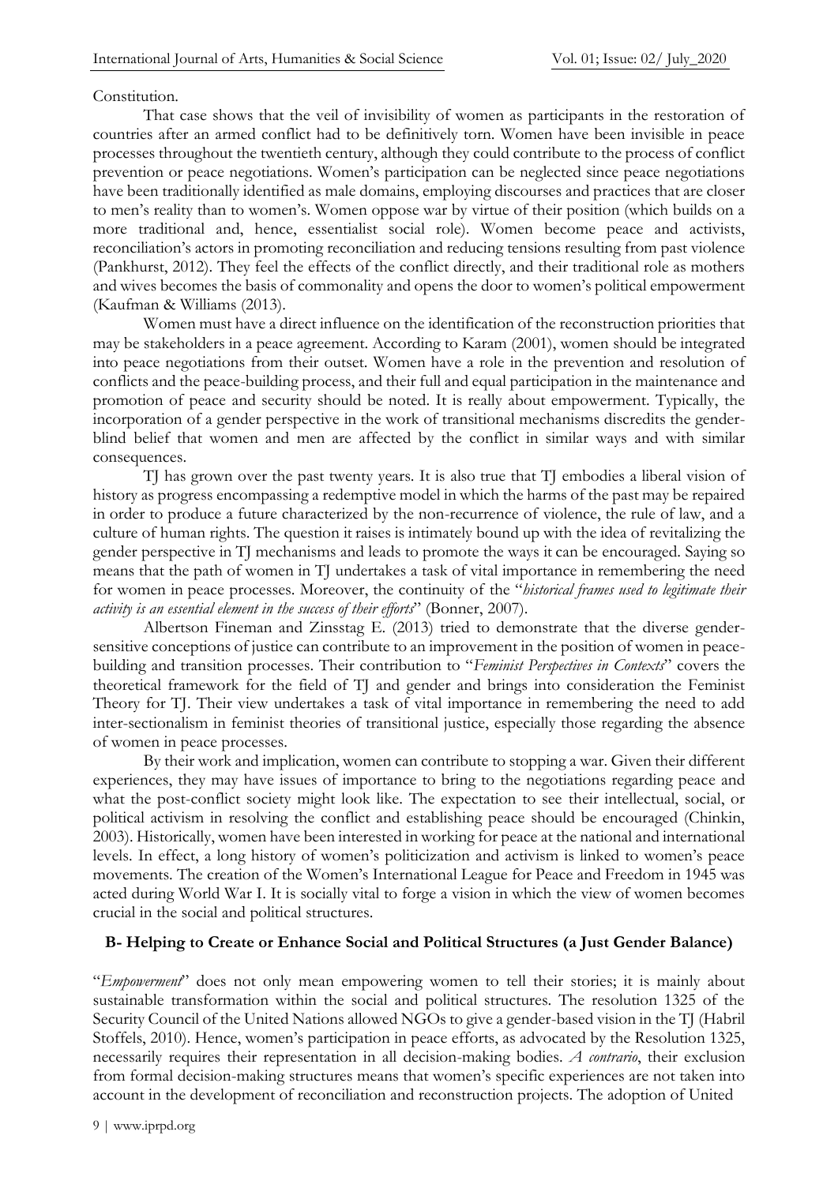Constitution.

That case shows that the veil of invisibility of women as participants in the restoration of countries after an armed conflict had to be definitively torn. Women have been invisible in peace processes throughout the twentieth century, although they could contribute to the process of conflict prevention or peace negotiations. Women's participation can be neglected since peace negotiations have been traditionally identified as male domains, employing discourses and practices that are closer to men's reality than to women's. Women oppose war by virtue of their position (which builds on a more traditional and, hence, essentialist social role). Women become peace and activists, reconciliation's actors in promoting reconciliation and reducing tensions resulting from past violence (Pankhurst, 2012). They feel the effects of the conflict directly, and their traditional role as mothers and wives becomes the basis of commonality and opens the door to women's political empowerment (Kaufman & Williams (2013).

Women must have a direct influence on the identification of the reconstruction priorities that may be stakeholders in a peace agreement. According to Karam (2001), women should be integrated into peace negotiations from their outset. Women have a role in the prevention and resolution of conflicts and the peace-building process, and their full and equal participation in the maintenance and promotion of peace and security should be noted. It is really about empowerment. Typically, the incorporation of a gender perspective in the work of transitional mechanisms discredits the gender-blind belief that women and men are affected by the conflict in similar ways and with similar consequences.

TJ has grown over the past twenty years. It is also true that TJ embodies a liberal vision of history as progress encompassing a redemptive model in which the harms of the past may be repaired in order to produce a future characterized by the non-recurrence of violence, the rule of law, and a culture of human rights. The question it raises is intimately bound up with the idea of revitalizing the gender perspective in TJ mechanisms and leads to promote the ways it can be encouraged. Saying so means that the path of women in TJ undertakes a task of vital importance in remembering the need for women in peace processes. Moreover, the continuity of the "*historical frames used to legitimate their activity is an essential element in the success of their efforts*" (Bonner, 2007).

Albertson Fineman and Zinsstag E. (2013) tried to demonstrate that the diverse gender-sensitive conceptions of justice can contribute to an improvement in the position of women in peace-building and transition processes. Their contribution to "*Feminist Perspectives in Contexts*" covers the theoretical framework for the field of TJ and gender and brings into consideration the Feminist Theory for TJ. Their view undertakes a task of vital importance in remembering the need to add inter-sectionalism in feminist theories of transitional justice, especially those regarding the absence of women in peace processes.

By their work and implication, women can contribute to stopping a war. Given their different experiences, they may have issues of importance to bring to the negotiations regarding peace and what the post-conflict society might look like. The expectation to see their intellectual, social, or political activism in resolving the conflict and establishing peace should be encouraged (Chinkin, 2003). Historically, women have been interested in working for peace at the national and international levels. In effect, a long history of women's politicization and activism is linked to women's peace movements. The creation of the Women's International League for Peace and Freedom in 1945 was acted during World War I. It is socially vital to forge a vision in which the view of women becomes crucial in the social and political structures.

### B- Helping to Create or Enhance Social and Political Structures (a Just Gender Balance)

"*Empowerment*" does not only mean empowering women to tell their stories; it is mainly about sustainable transformation within the social and political structures. The resolution 1325 of the Security Council of the United Nations allowed NGOs to give a gender-based vision in the TJ (Habril Stoffels, 2010). Hence, women's participation in peace efforts, as advocated by the Resolution 1325, necessarily requires their representation in all decision-making bodies. *A contrario*, their exclusion from formal decision-making structures means that women's specific experiences are not taken into account in the development of reconciliation and reconstruction projects. The adoption of United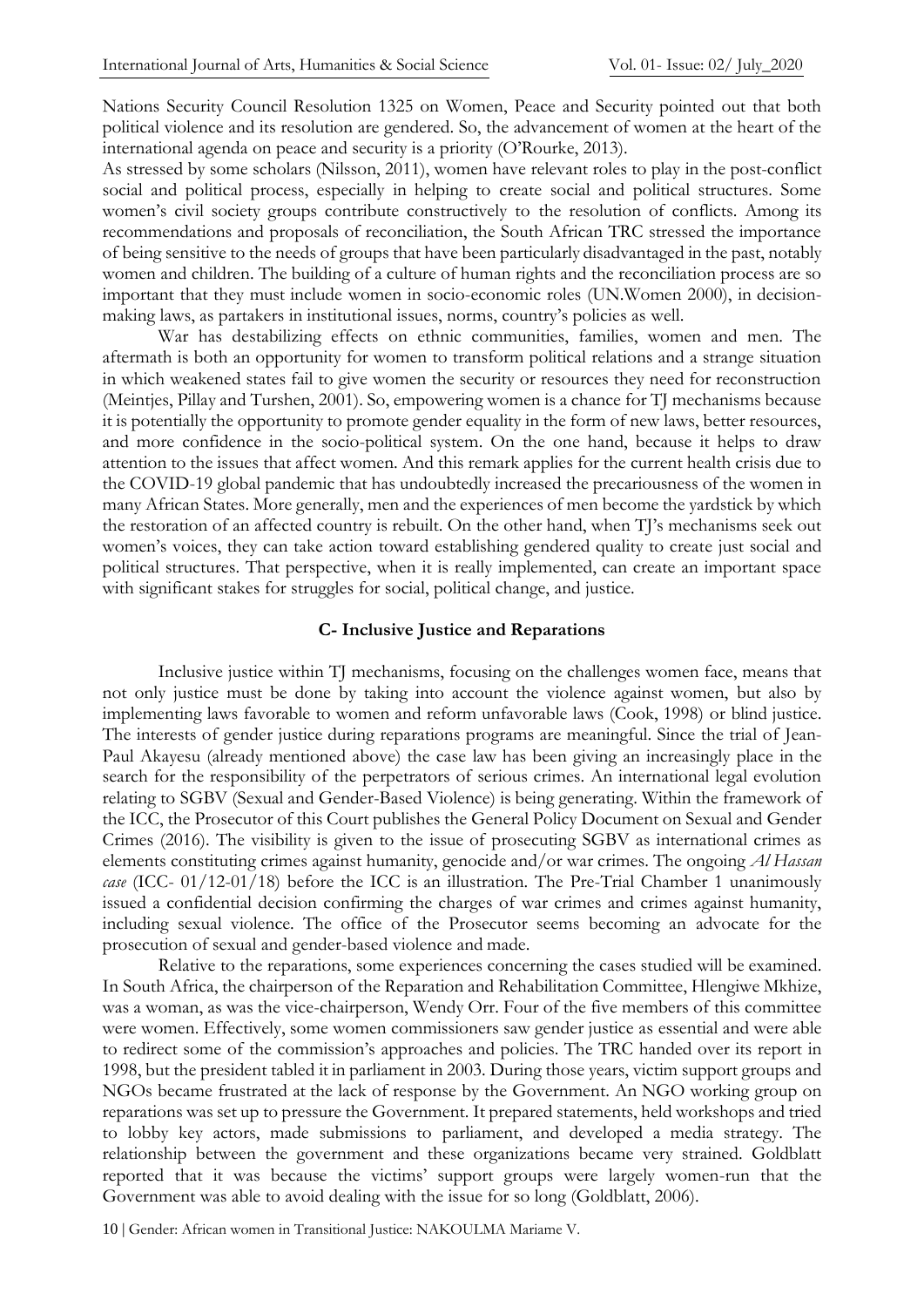Nations Security Council Resolution 1325 on Women, Peace and Security pointed out that both political violence and its resolution are gendered. So, the advancement of women at the heart of the international agenda on peace and security is a priority (O'Rourke, 2013).

As stressed by some scholars (Nilsson, 2011), women have relevant roles to play in the post-conflict social and political process, especially in helping to create social and political structures. Some women's civil society groups contribute constructively to the resolution of conflicts. Among its recommendations and proposals of reconciliation, the South African TRC stressed the importance of being sensitive to the needs of groups that have been particularly disadvantaged in the past, notably women and children. The building of a culture of human rights and the reconciliation process are so important that they must include women in socio-economic roles (UN.Women 2000), in decision-making laws, as partakers in institutional issues, norms, country's policies as well.

War has destabilizing effects on ethnic communities, families, women and men. The aftermath is both an opportunity for women to transform political relations and a strange situation in which weakened states fail to give women the security or resources they need for reconstruction (Meintjes, Pillay and Turshen, 2001). So, empowering women is a chance for TJ mechanisms because it is potentially the opportunity to promote gender equality in the form of new laws, better resources, and more confidence in the socio-political system. On the one hand, because it helps to draw attention to the issues that affect women. And this remark applies for the current health crisis due to the COVID-19 global pandemic that has undoubtedly increased the precariousness of the women in many African States. More generally, men and the experiences of men become the yardstick by which the restoration of an affected country is rebuilt. On the other hand, when TJ's mechanisms seek out women's voices, they can take action toward establishing gendered quality to create just social and political structures. That perspective, when it is really implemented, can create an important space with significant stakes for struggles for social, political change, and justice.

### C- Inclusive Justice and Reparations

Inclusive justice within TJ mechanisms, focusing on the challenges women face, means that not only justice must be done by taking into account the violence against women, but also by implementing laws favorable to women and reform unfavorable laws (Cook, 1998) or blind justice. The interests of gender justice during reparations programs are meaningful. Since the trial of Jean-Paul Akayesu (already mentioned above) the case law has been giving an increasingly place in the search for the responsibility of the perpetrators of serious crimes. An international legal evolution relating to SGBV (Sexual and Gender-Based Violence) is being generating. Within the framework of the ICC, the Prosecutor of this Court publishes the General Policy Document on Sexual and Gender Crimes (2016). The visibility is given to the issue of prosecuting SGBV as international crimes as elements constituting crimes against humanity, genocide and/or war crimes. The ongoing *Al Hassan case* (ICC- 01/12-01/18) before the ICC is an illustration. The Pre-Trial Chamber 1 unanimously issued a confidential decision confirming the charges of war crimes and crimes against humanity, including sexual violence. The office of the Prosecutor seems becoming an advocate for the prosecution of sexual and gender-based violence and made.

Relative to the reparations, some experiences concerning the cases studied will be examined. In South Africa, the chairperson of the Reparation and Rehabilitation Committee, Hlengiwe Mkhize, was a woman, as was the vice-chairperson, Wendy Orr. Four of the five members of this committee were women. Effectively, some women commissioners saw gender justice as essential and were able to redirect some of the commission's approaches and policies. The TRC handed over its report in 1998, but the president tabled it in parliament in 2003. During those years, victim support groups and NGOs became frustrated at the lack of response by the Government. An NGO working group on reparations was set up to pressure the Government. It prepared statements, held workshops and tried to lobby key actors, made submissions to parliament, and developed a media strategy. The relationship between the government and these organizations became very strained. Goldblatt reported that it was because the victims' support groups were largely women-run that the Government was able to avoid dealing with the issue for so long (Goldblatt, 2006).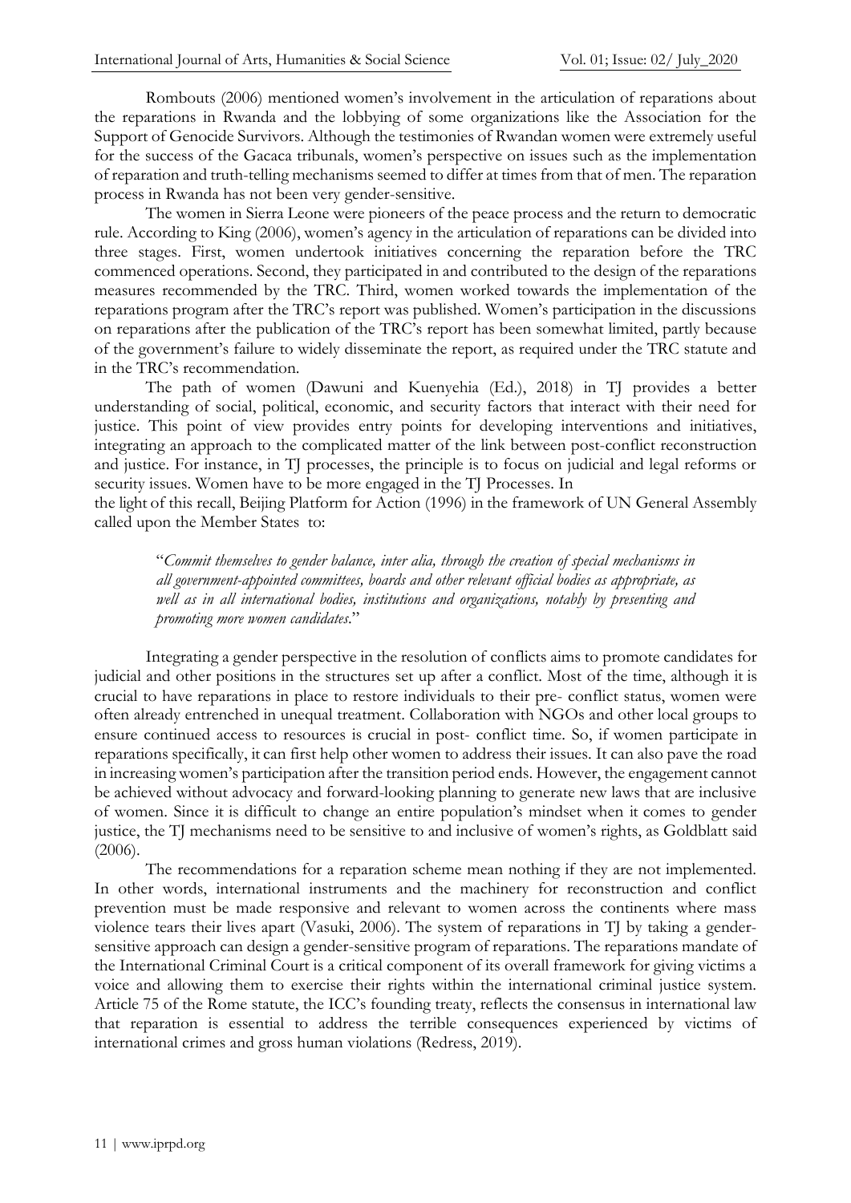Rombouts (2006) mentioned women's involvement in the articulation of reparations about the reparations in Rwanda and the lobbying of some organizations like the Association for the Support of Genocide Survivors. Although the testimonies of Rwandan women were extremely useful for the success of the Gacaca tribunals, women's perspective on issues such as the implementation of reparation and truth-telling mechanisms seemed to differ at times from that of men. The reparation process in Rwanda has not been very gender-sensitive.

The women in Sierra Leone were pioneers of the peace process and the return to democratic rule. According to King (2006), women's agency in the articulation of reparations can be divided into three stages. First, women undertook initiatives concerning the reparation before the TRC commenced operations. Second, they participated in and contributed to the design of the reparations measures recommended by the TRC. Third, women worked towards the implementation of the reparations program after the TRC's report was published. Women's participation in the discussions on reparations after the publication of the TRC's report has been somewhat limited, partly because of the government's failure to widely disseminate the report, as required under the TRC statute and in the TRC's recommendation.

The path of women (Dawuni and Kuenyehia (Ed.), 2018) in TJ provides a better understanding of social, political, economic, and security factors that interact with their need for justice. This point of view provides entry points for developing interventions and initiatives, integrating an approach to the complicated matter of the link between post-conflict reconstruction and justice. For instance, in TJ processes, the principle is to focus on judicial and legal reforms or security issues. Women have to be more engaged in the TJ Processes. In the light of this recall, Beijing Platform for Action (1996) in the framework of UN General Assembly called upon the Member States to:

> "*Commit themselves to gender balance, inter alia, through the creation of special mechanisms in all government-appointed committees, boards and other relevant official bodies as appropriate, as well as in all international bodies, institutions and organizations, notably by presenting and promoting more women candidates*."

Integrating a gender perspective in the resolution of conflicts aims to promote candidates for judicial and other positions in the structures set up after a conflict. Most of the time, although it is crucial to have reparations in place to restore individuals to their pre- conflict status, women were often already entrenched in unequal treatment. Collaboration with NGOs and other local groups to ensure continued access to resources is crucial in post- conflict time. So, if women participate in reparations specifically, it can first help other women to address their issues. It can also pave the road in increasing women's participation after the transition period ends. However, the engagement cannot be achieved without advocacy and forward-looking planning to generate new laws that are inclusive of women. Since it is difficult to change an entire population's mindset when it comes to gender justice, the TJ mechanisms need to be sensitive to and inclusive of women's rights, as Goldblatt said (2006).

The recommendations for a reparation scheme mean nothing if they are not implemented. In other words, international instruments and the machinery for reconstruction and conflict prevention must be made responsive and relevant to women across the continents where mass violence tears their lives apart (Vasuki, 2006). The system of reparations in TJ by taking a gender-sensitive approach can design a gender-sensitive program of reparations. The reparations mandate of the International Criminal Court is a critical component of its overall framework for giving victims a voice and allowing them to exercise their rights within the international criminal justice system. Article 75 of the Rome statute, the ICC's founding treaty, reflects the consensus in international law that reparation is essential to address the terrible consequences experienced by victims of international crimes and gross human violations (Redress, 2019).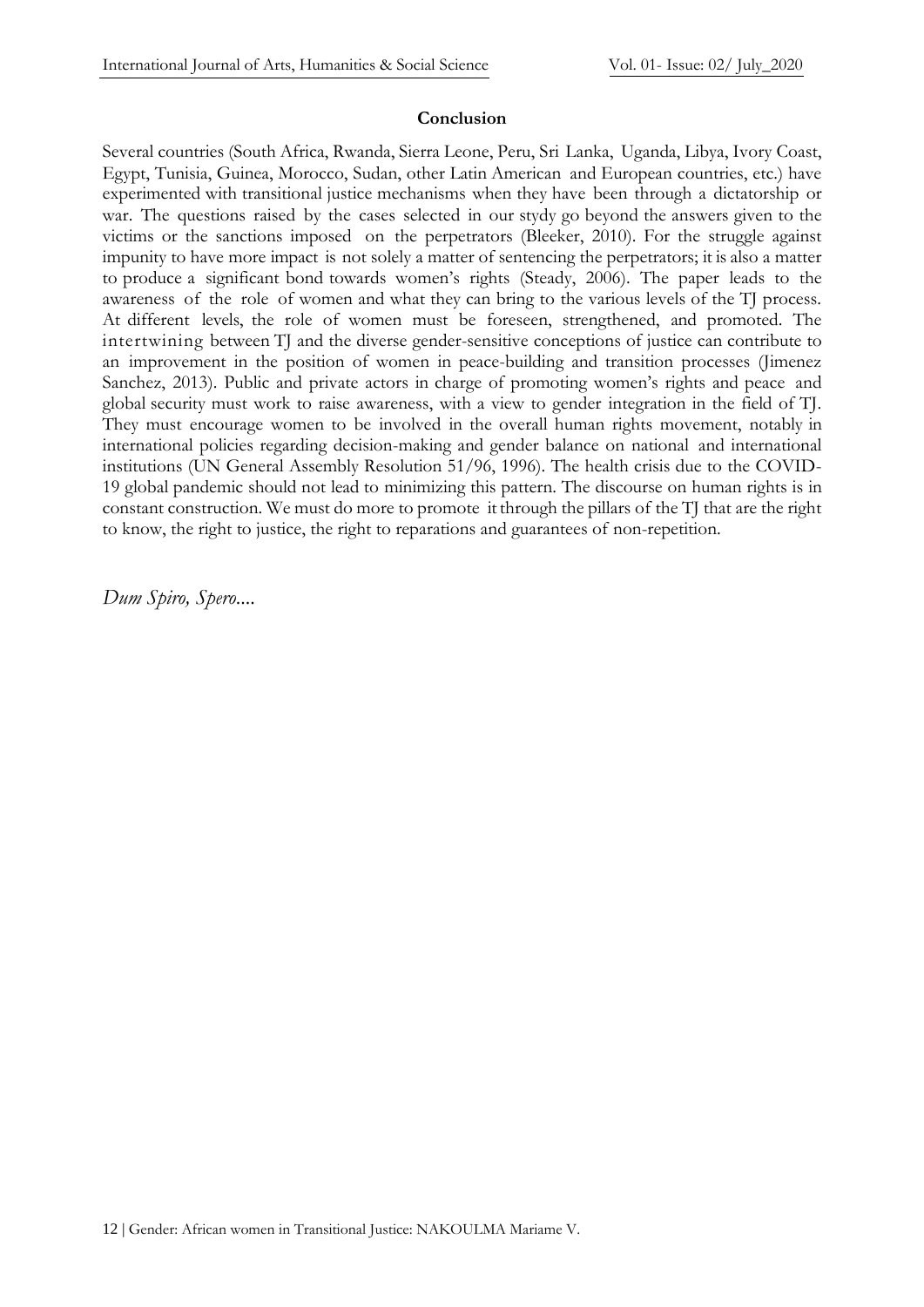## Conclusion

Several countries (South Africa, Rwanda, Sierra Leone, Peru, Sri Lanka, Uganda, Libya, Ivory Coast, Egypt, Tunisia, Guinea, Morocco, Sudan, other Latin American and European countries, etc.) have experimented with transitional justice mechanisms when they have been through a dictatorship or war. The questions raised by the cases selected in our stydy go beyond the answers given to the victims or the sanctions imposed on the perpetrators (Bleeker, 2010). For the struggle against impunity to have more impact is not solely a matter of sentencing the perpetrators; it is also a matter to produce a significant bond towards women's rights (Steady, 2006). The paper leads to the awareness of the role of women and what they can bring to the various levels of the TJ process. At different levels, the role of women must be foreseen, strengthened, and promoted. The intertwining between TJ and the diverse gender-sensitive conceptions of justice can contribute to an improvement in the position of women in peace-building and transition processes (Jimenez Sanchez, 2013). Public and private actors in charge of promoting women's rights and peace and global security must work to raise awareness, with a view to gender integration in the field of TJ. They must encourage women to be involved in the overall human rights movement, notably in international policies regarding decision-making and gender balance on national and international institutions (UN General Assembly Resolution 51/96, 1996). The health crisis due to the COVID-19 global pandemic should not lead to minimizing this pattern. The discourse on human rights is in constant construction. We must do more to promote it through the pillars of the TJ that are the right to know, the right to justice, the right to reparations and guarantees of non-repetition.

*Dum Spiro, Spero....*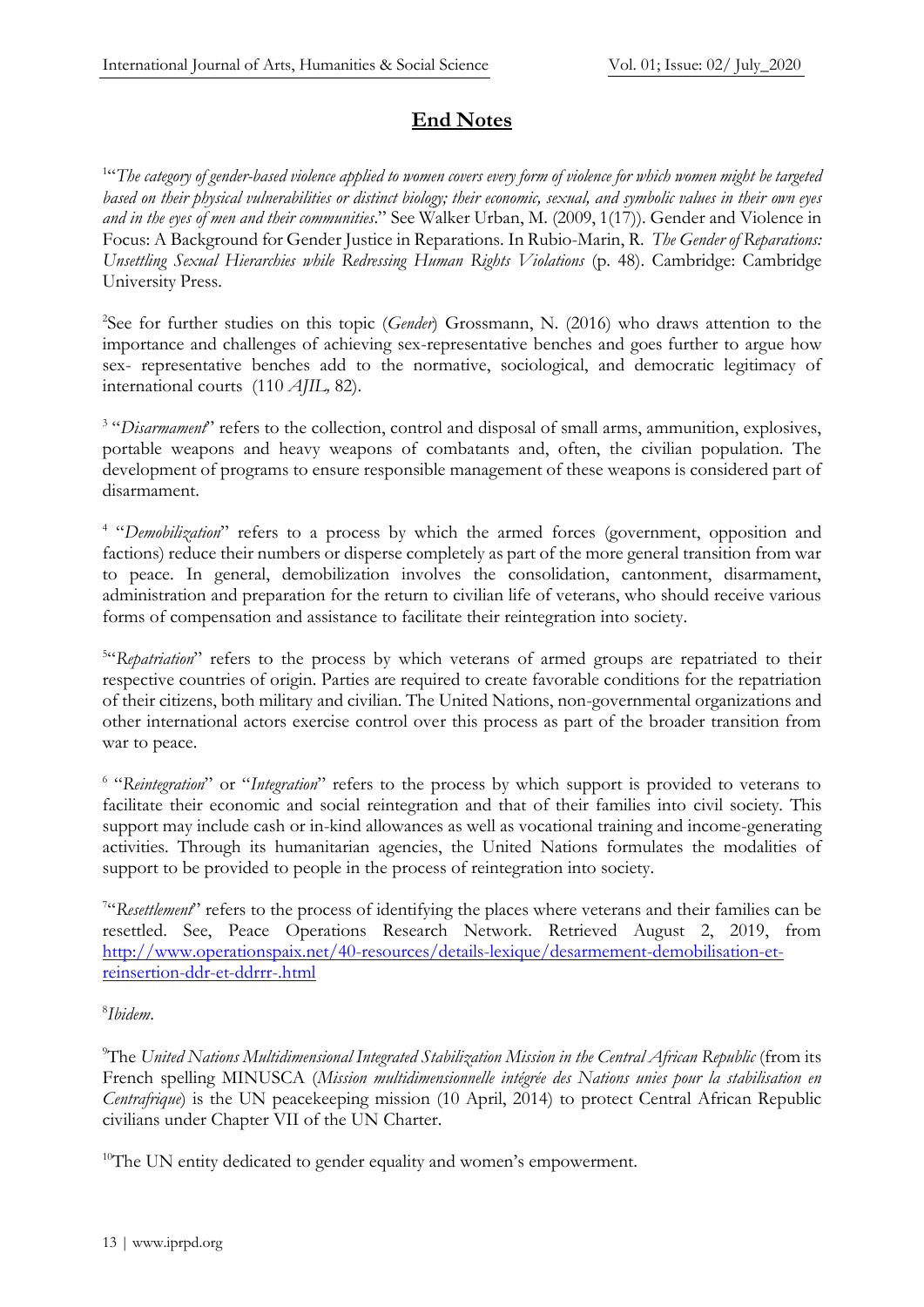# End Notes

[1]"*The category of gender-based violence applied to women covers every form of violence for which women might be targeted based on their physical vulnerabilities or distinct biology; their economic, sexual, and symbolic values in their own eyes and in the eyes of men and their communities*." See Walker Urban, M. (2009, 1(17)). Gender and Violence in Focus: A Background for Gender Justice in Reparations. In Rubio-Marin, R. *The Gender of Reparations: Unsettling Sexual Hierarchies while Redressing Human Rights Violations* (p. 48). Cambridge: Cambridge University Press.

[2]See for further studies on this topic (*Gender*) Grossmann, N. (2016) who draws attention to the importance and challenges of achieving sex-representative benches and goes further to argue how sex- representative benches add to the normative, sociological, and democratic legitimacy of international courts (110 *AJIL,* 82).

[3] "*Disarmament*" refers to the collection, control and disposal of small arms, ammunition, explosives, portable weapons and heavy weapons of combatants and, often, the civilian population. The development of programs to ensure responsible management of these weapons is considered part of disarmament.

[4] "*Demobilization*" refers to a process by which the armed forces (government, opposition and factions) reduce their numbers or disperse completely as part of the more general transition from war to peace. In general, demobilization involves the consolidation, cantonment, disarmament, administration and preparation for the return to civilian life of veterans, who should receive various forms of compensation and assistance to facilitate their reintegration into society.

[5]"*Repatriation*" refers to the process by which veterans of armed groups are repatriated to their respective countries of origin. Parties are required to create favorable conditions for the repatriation of their citizens, both military and civilian. The United Nations, non-governmental organizations and other international actors exercise control over this process as part of the broader transition from war to peace.

[6] "*Reintegration*" or "*Integration*" refers to the process by which support is provided to veterans to facilitate their economic and social reintegration and that of their families into civil society. This support may include cash or in-kind allowances as well as vocational training and income-generating activities. Through its humanitarian agencies, the United Nations formulates the modalities of support to be provided to people in the process of reintegration into society.

[7]"*Resettlement*" refers to the process of identifying the places where veterans and their families can be resettled. See, Peace Operations Research Network. Retrieved August 2, 2019, from http://www.operationspaix.net/40-resources/details-lexique/desarmement-demobilisation-et-reinsertion-ddr-et-ddrrr-.html

[8]*Ibidem*.

[9]The *United Nations Multidimensional Integrated Stabilization Mission in the Central African Republic* (from its French spelling MINUSCA (*Mission multidimensionnelle intégrée des Nations unies pour la stabilisation en Centrafrique*) is the UN peacekeeping mission (10 April, 2014) to protect Central African Republic civilians under Chapter VII of the UN Charter.

[10]The UN entity dedicated to gender equality and women's empowerment.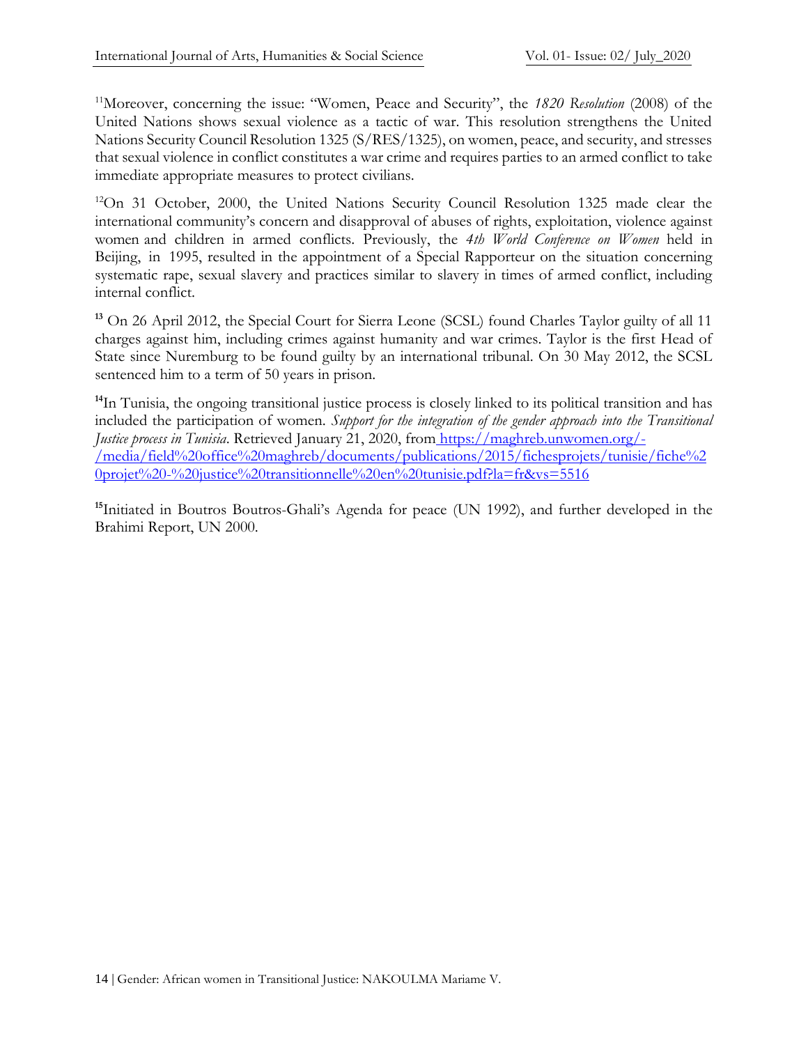[11]Moreover, concerning the issue: "Women, Peace and Security", the *1820 Resolution* (2008) of the United Nations shows sexual violence as a tactic of war. This resolution strengthens the United Nations Security Council Resolution 1325 (S/RES/1325), on women, peace, and security, and stresses that sexual violence in conflict constitutes a war crime and requires parties to an armed conflict to take immediate appropriate measures to protect civilians.

[12]On 31 October, 2000, the United Nations Security Council Resolution 1325 made clear the international community's concern and disapproval of abuses of rights, exploitation, violence against women and children in armed conflicts. Previously, the *4th World Conference on Women* held in Beijing, in 1995, resulted in the appointment of a Special Rapporteur on the situation concerning systematic rape, sexual slavery and practices similar to slavery in times of armed conflict, including internal conflict.

**[13]** On 26 April 2012, the Special Court for Sierra Leone (SCSL) found Charles Taylor guilty of all 11 charges against him, including crimes against humanity and war crimes. Taylor is the first Head of State since Nuremburg to be found guilty by an international tribunal. On 30 May 2012, the SCSL sentenced him to a term of 50 years in prison.

**[14]**In Tunisia, the ongoing transitional justice process is closely linked to its political transition and has included the participation of women. *Support for the integration of the gender approach into the Transitional Justice process in Tunisia*. Retrieved January 21, 2020, from https://maghreb.unwomen.org/-/media/field%20office%20maghreb/documents/publications/2015/fichesprojets/tunisie/fiche%20projet%20-%20justice%20transitionnelle%20en%20tunisie.pdf?la=fr&vs=5516

**[15]**Initiated in Boutros Boutros-Ghali's Agenda for peace (UN 1992), and further developed in the Brahimi Report, UN 2000.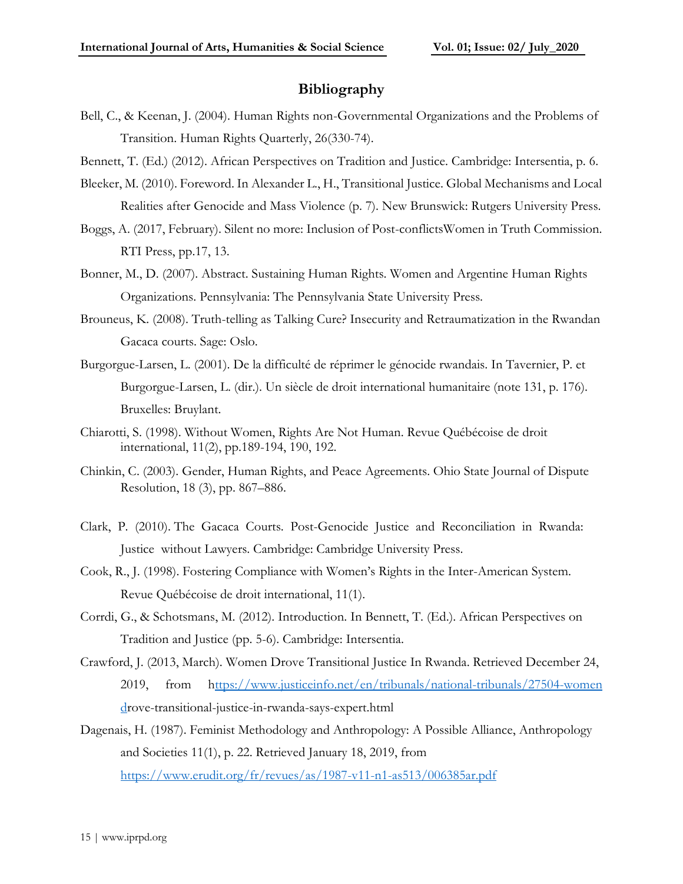## Bibliography

Bell, C., & Keenan, J. (2004). Human Rights non-Governmental Organizations and the Problems of Transition. Human Rights Quarterly, 26(330-74).

Bennett, T. (Ed.) (2012). African Perspectives on Tradition and Justice. Cambridge: Intersentia, p. 6.

Bleeker, M. (2010). Foreword. In Alexander L., H., Transitional Justice. Global Mechanisms and Local Realities after Genocide and Mass Violence (p. 7). New Brunswick: Rutgers University Press.

Boggs, A. (2017, February). Silent no more: Inclusion of Post-conflictsWomen in Truth Commission. RTI Press, pp.17, 13.

Bonner, M., D. (2007). Abstract. Sustaining Human Rights. Women and Argentine Human Rights Organizations. Pennsylvania: The Pennsylvania State University Press.

Brouneus, K. (2008). Truth-telling as Talking Cure? Insecurity and Retraumatization in the Rwandan Gacaca courts. Sage: Oslo.

Burgorgue-Larsen, L. (2001). De la difficulté de réprimer le génocide rwandais. In Tavernier, P. et Burgorgue-Larsen, L. (dir.). Un siècle de droit international humanitaire (note 131, p. 176). Bruxelles: Bruylant.

Chiarotti, S. (1998). Without Women, Rights Are Not Human. Revue Québécoise de droit international, 11(2), pp.189-194, 190, 192.

Chinkin, C. (2003). Gender, Human Rights, and Peace Agreements. Ohio State Journal of Dispute Resolution, 18 (3), pp. 867–886.

Clark, P. (2010). The Gacaca Courts. Post-Genocide Justice and Reconciliation in Rwanda: Justice without Lawyers. Cambridge: Cambridge University Press.

Cook, R., J. (1998). Fostering Compliance with Women's Rights in the Inter-American System. Revue Québécoise de droit international, 11(1).

Corrdi, G., & Schotsmans, M. (2012). Introduction. In Bennett, T. (Ed.). African Perspectives on Tradition and Justice (pp. 5-6). Cambridge: Intersentia.

Crawford, J. (2013, March). Women Drove Transitional Justice In Rwanda. Retrieved December 24, 2019, from https://www.justiceinfo.net/en/tribunals/national-tribunals/27504-women drove-transitional-justice-in-rwanda-says-expert.html

Dagenais, H. (1987). Feminist Methodology and Anthropology: A Possible Alliance, Anthropology and Societies 11(1), p. 22. Retrieved January 18, 2019, from https://www.erudit.org/fr/revues/as/1987-v11-n1-as513/006385ar.pdf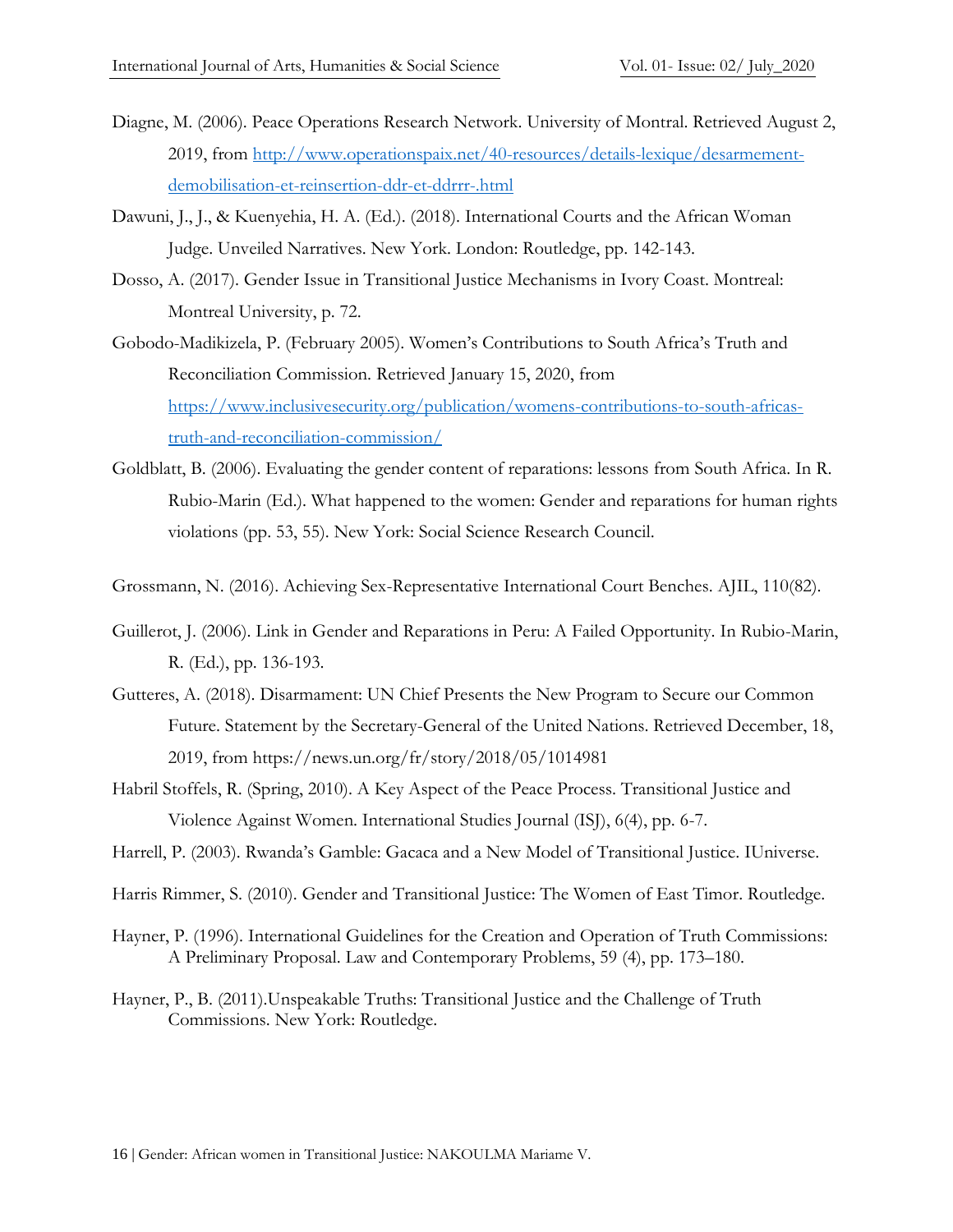Diagne, M. (2006). Peace Operations Research Network. University of Montral. Retrieved August 2, 2019, from http://www.operationspaix.net/40-resources/details-lexique/desarmement-demobilisation-et-reinsertion-ddr-et-ddrrr-.html

Dawuni, J., J., & Kuenyehia, H. A. (Ed.). (2018). International Courts and the African Woman Judge. Unveiled Narratives. New York. London: Routledge, pp. 142-143.

Dosso, A. (2017). Gender Issue in Transitional Justice Mechanisms in Ivory Coast. Montreal: Montreal University, p. 72.

Gobodo-Madikizela, P. (February 2005). Women's Contributions to South Africa's Truth and Reconciliation Commission. Retrieved January 15, 2020, from https://www.inclusivesecurity.org/publication/womens-contributions-to-south-africas-truth-and-reconciliation-commission/

Goldblatt, B. (2006). Evaluating the gender content of reparations: lessons from South Africa. In R. Rubio-Marin (Ed.). What happened to the women: Gender and reparations for human rights violations (pp. 53, 55). New York: Social Science Research Council.

Grossmann, N. (2016). Achieving Sex-Representative International Court Benches. AJIL, 110(82).

Guillerot, J. (2006). Link in Gender and Reparations in Peru: A Failed Opportunity. In Rubio-Marin, R. (Ed.), pp. 136-193.

Gutteres, A. (2018). Disarmament: UN Chief Presents the New Program to Secure our Common Future. Statement by the Secretary-General of the United Nations. Retrieved December, 18, 2019, from https://news.un.org/fr/story/2018/05/1014981

Habril Stoffels, R. (Spring, 2010). A Key Aspect of the Peace Process. Transitional Justice and Violence Against Women. International Studies Journal (ISJ), 6(4), pp. 6-7.

Harrell, P. (2003). Rwanda's Gamble: Gacaca and a New Model of Transitional Justice. IUniverse.

Harris Rimmer, S. (2010). Gender and Transitional Justice: The Women of East Timor. Routledge.

Hayner, P. (1996). International Guidelines for the Creation and Operation of Truth Commissions: A Preliminary Proposal. Law and Contemporary Problems, 59 (4), pp. 173–180.

Hayner, P., B. (2011).Unspeakable Truths: Transitional Justice and the Challenge of Truth Commissions. New York: Routledge.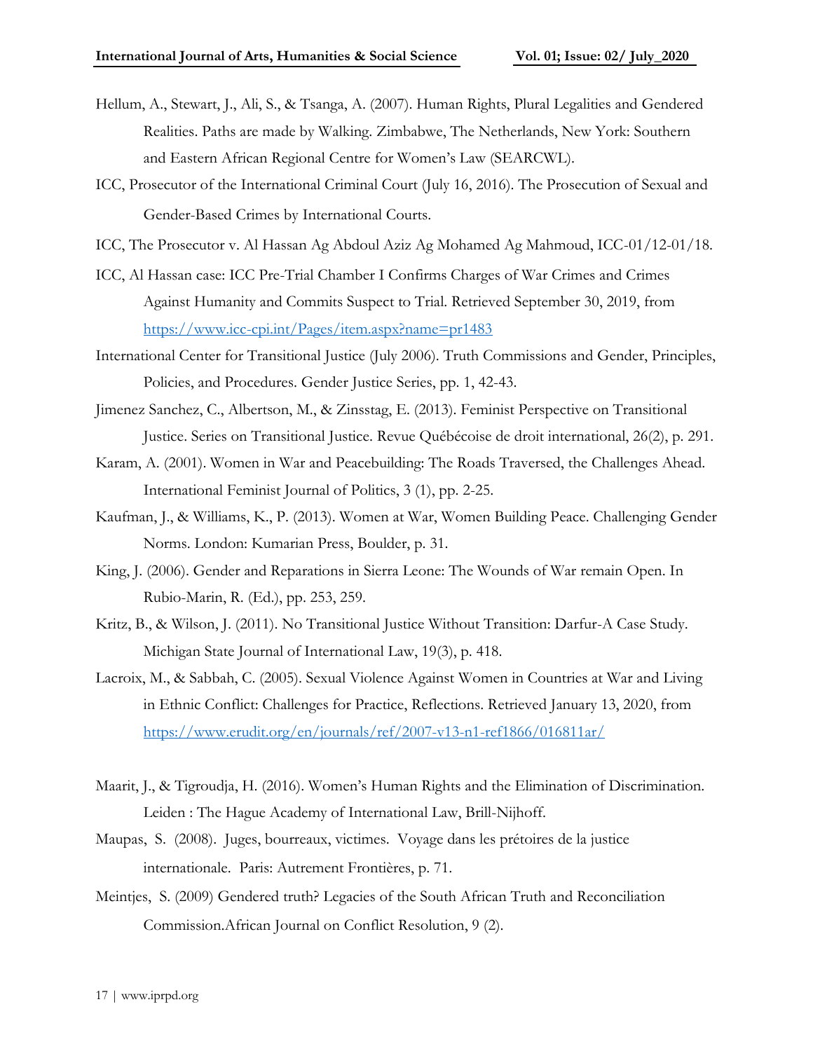Hellum, A., Stewart, J., Ali, S., & Tsanga, A. (2007). Human Rights, Plural Legalities and Gendered Realities. Paths are made by Walking. Zimbabwe, The Netherlands, New York: Southern and Eastern African Regional Centre for Women's Law (SEARCWL).

ICC, Prosecutor of the International Criminal Court (July 16, 2016). The Prosecution of Sexual and Gender-Based Crimes by International Courts.

ICC, The Prosecutor v. Al Hassan Ag Abdoul Aziz Ag Mohamed Ag Mahmoud, ICC-01/12-01/18.

ICC, Al Hassan case: ICC Pre-Trial Chamber I Confirms Charges of War Crimes and Crimes Against Humanity and Commits Suspect to Trial. Retrieved September 30, 2019, from https://www.icc-cpi.int/Pages/item.aspx?name=pr1483

International Center for Transitional Justice (July 2006). Truth Commissions and Gender, Principles, Policies, and Procedures. Gender Justice Series, pp. 1, 42-43.

Jimenez Sanchez, C., Albertson, M., & Zinsstag, E. (2013). Feminist Perspective on Transitional Justice. Series on Transitional Justice. Revue Québécoise de droit international, 26(2), p. 291.

Karam, A. (2001). Women in War and Peacebuilding: The Roads Traversed, the Challenges Ahead. International Feminist Journal of Politics, 3 (1), pp. 2-25.

Kaufman, J., & Williams, K., P. (2013). Women at War, Women Building Peace. Challenging Gender Norms. London: Kumarian Press, Boulder, p. 31.

King, J. (2006). Gender and Reparations in Sierra Leone: The Wounds of War remain Open. In Rubio-Marin, R. (Ed.), pp. 253, 259.

Kritz, B., & Wilson, J. (2011). No Transitional Justice Without Transition: Darfur-A Case Study. Michigan State Journal of International Law, 19(3), p. 418.

Lacroix, M., & Sabbah, C. (2005). Sexual Violence Against Women in Countries at War and Living in Ethnic Conflict: Challenges for Practice, Reflections. Retrieved January 13, 2020, from https://www.erudit.org/en/journals/ref/2007-v13-n1-ref1866/016811ar/

Maarit, J., & Tigroudja, H. (2016). Women's Human Rights and the Elimination of Discrimination. Leiden : The Hague Academy of International Law, Brill-Nijhoff.

Maupas, S. (2008). Juges, bourreaux, victimes. Voyage dans les prétoires de la justice internationale. Paris: Autrement Frontières, p. 71.

Meintjes, S. (2009) Gendered truth? Legacies of the South African Truth and Reconciliation Commission.African Journal on Conflict Resolution, 9 (2).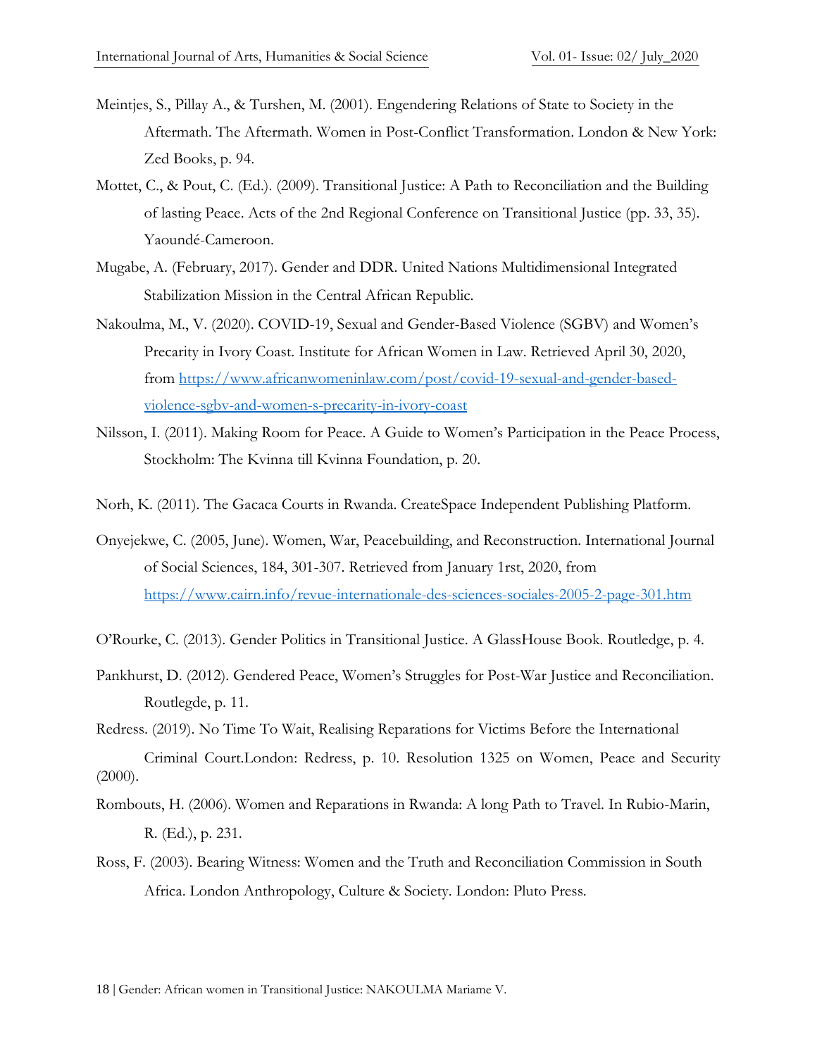Meintjes, S., Pillay A., & Turshen, M. (2001). Engendering Relations of State to Society in the Aftermath. The Aftermath. Women in Post-Conflict Transformation. London & New York: Zed Books, p. 94.

Mottet, C., & Pout, C. (Ed.). (2009). Transitional Justice: A Path to Reconciliation and the Building of lasting Peace. Acts of the 2nd Regional Conference on Transitional Justice (pp. 33, 35). Yaoundé-Cameroon.

Mugabe, A. (February, 2017). Gender and DDR. United Nations Multidimensional Integrated Stabilization Mission in the Central African Republic.

Nakoulma, M., V. (2020). COVID-19, Sexual and Gender-Based Violence (SGBV) and Women's Precarity in Ivory Coast. Institute for African Women in Law. Retrieved April 30, 2020, from https://www.africanwomeninlaw.com/post/covid-19-sexual-and-gender-based-violence-sgbv-and-women-s-precarity-in-ivory-coast

Nilsson, I. (2011). Making Room for Peace. A Guide to Women's Participation in the Peace Process, Stockholm: The Kvinna till Kvinna Foundation, p. 20.

Norh, K. (2011). The Gacaca Courts in Rwanda. CreateSpace Independent Publishing Platform.

Onyejekwe, C. (2005, June). Women, War, Peacebuilding, and Reconstruction. International Journal of Social Sciences, 184, 301-307. Retrieved from January 1rst, 2020, from https://www.cairn.info/revue-internationale-des-sciences-sociales-2005-2-page-301.htm

O'Rourke, C. (2013). Gender Politics in Transitional Justice. A GlassHouse Book. Routledge, p. 4.

Pankhurst, D. (2012). Gendered Peace, Women's Struggles for Post-War Justice and Reconciliation. Routlegde, p. 11.

Redress. (2019). No Time To Wait, Realising Reparations for Victims Before the International Criminal Court.London: Redress, p. 10. Resolution 1325 on Women, Peace and Security (2000).

Rombouts, H. (2006). Women and Reparations in Rwanda: A long Path to Travel. In Rubio-Marin, R. (Ed.), p. 231.

Ross, F. (2003). Bearing Witness: Women and the Truth and Reconciliation Commission in South Africa. London Anthropology, Culture & Society. London: Pluto Press.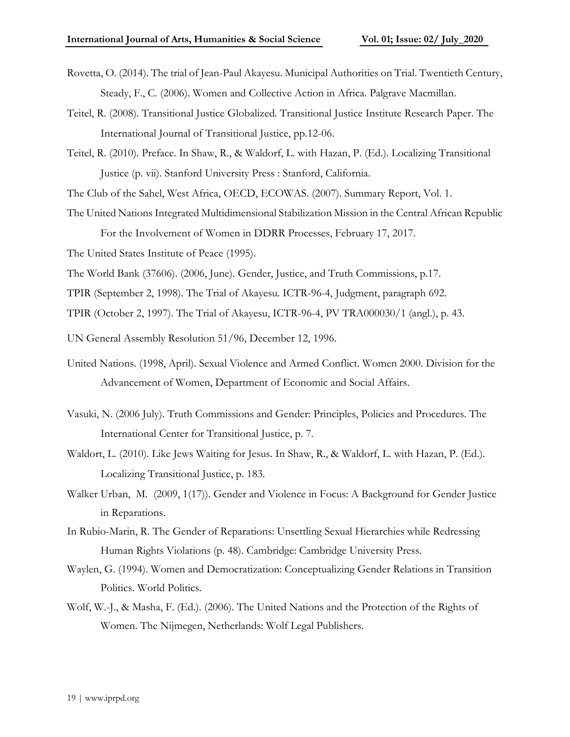Rovetta, O. (2014). The trial of Jean-Paul Akayesu. Municipal Authorities on Trial. Twentieth Century,

Steady, F., C. (2006). Women and Collective Action in Africa. Palgrave Macmillan.

Teitel, R. (2008). Transitional Justice Globalized. Transitional Justice Institute Research Paper. The International Journal of Transitional Justice, pp.12-06.

Teitel, R. (2010). Preface. In Shaw, R., & Waldorf, L. with Hazan, P. (Ed.). Localizing Transitional Justice (p. vii). Stanford University Press : Stanford, California.

The Club of the Sahel, West Africa, OECD, ECOWAS. (2007). Summary Report, Vol. 1.

The United Nations Integrated Multidimensional Stabilization Mission in the Central African Republic For the Involvement of Women in DDRR Processes, February 17, 2017.

The United States Institute of Peace (1995).

The World Bank (37606). (2006, June). Gender, Justice, and Truth Commissions, p.17.

TPIR (September 2, 1998). The Trial of Akayesu. ICTR-96-4, Judgment, paragraph 692.

TPIR (October 2, 1997). The Trial of Akayesu, ICTR-96-4, PV TRA000030/1 (angl.), p. 43.

UN General Assembly Resolution 51/96, December 12, 1996.

United Nations. (1998, April). Sexual Violence and Armed Conflict. Women 2000. Division for the Advancement of Women, Department of Economic and Social Affairs.

Vasuki, N. (2006 July). Truth Commissions and Gender: Principles, Policies and Procedures. The International Center for Transitional Justice, p. 7.

Waldort, L. (2010). Like Jews Waiting for Jesus. In Shaw, R., & Waldorf, L. with Hazan, P. (Ed.). Localizing Transitional Justice, p. 183.

Walker Urban, M. (2009, 1(17)). Gender and Violence in Focus: A Background for Gender Justice in Reparations.

In Rubio-Marin, R. The Gender of Reparations: Unsettling Sexual Hierarchies while Redressing Human Rights Violations (p. 48). Cambridge: Cambridge University Press.

Waylen, G. (1994). Women and Democratization: Conceptualizing Gender Relations in Transition Politics. World Politics.

Wolf, W.-J., & Masha, F. (Ed.). (2006). The United Nations and the Protection of the Rights of Women. The Nijmegen, Netherlands: Wolf Legal Publishers.